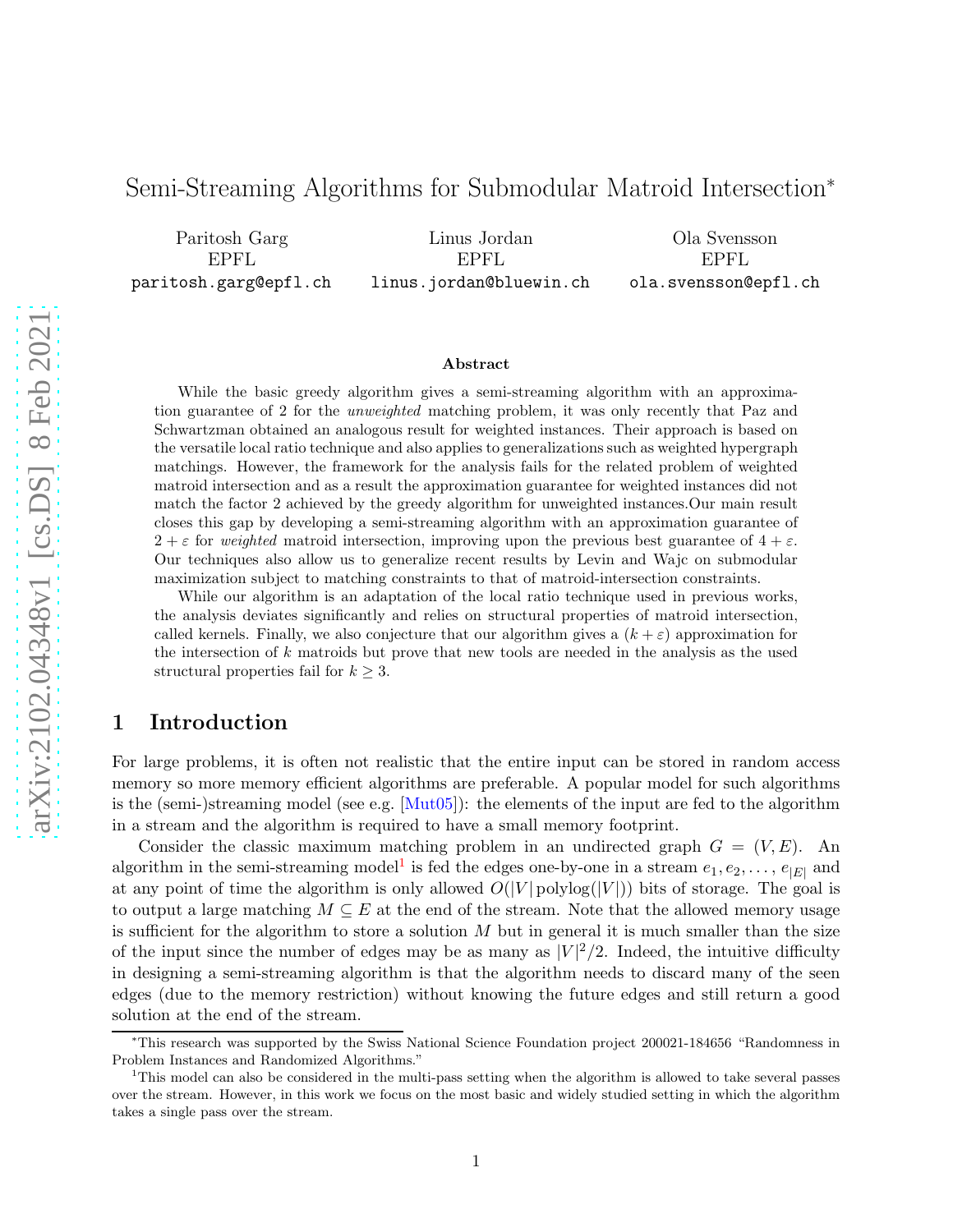# Semi-Streaming Algorithms for Submodular Matroid Intersection*

Paritosh Garg
EPFL
paritosh.garg@epfl.ch

Linus Jordan
EPFL
linus.jordan@bluewin.ch

Ola Svensson
EPFL
ola.svensson@epfl.ch

### Abstract

While the basic greedy algorithm gives a semi-streaming algorithm with an approximation guarantee of 2 for the *unweighted* matching problem, it was only recently that Paz and Schwartzman obtained an analogous result for weighted instances. Their approach is based on the versatile local ratio technique and also applies to generalizations such as weighted hypergraph matchings. However, the framework for the analysis fails for the related problem of weighted matroid intersection and as a result the approximation guarantee for weighted instances did not match the factor 2 achieved by the greedy algorithm for unweighted instances.Our main result closes this gap by developing a semi-streaming algorithm with an approximation guarantee of $2 + \varepsilon$ for *weighted* matroid intersection, improving upon the previous best guarantee of $4 + \varepsilon$. Our techniques also allow us to generalize recent results by Levin and Wajc on submodular maximization subject to matching constraints to that of matroid-intersection constraints.

While our algorithm is an adaptation of the local ratio technique used in previous works, the analysis deviates significantly and relies on structural properties of matroid intersection, called kernels. Finally, we also conjecture that our algorithm gives a $(k + \varepsilon)$ approximation for the intersection of $k$ matroids but prove that new tools are needed in the analysis as the used structural properties fail for $k \geq 3$.

## 1 Introduction

For large problems, it is often not realistic that the entire input can be stored in random access memory so more memory efficient algorithms are preferable. A popular model for such algorithms is the (semi-)streaming model (see e.g. [Mut05]): the elements of the input are fed to the algorithm in a stream and the algorithm is required to have a small memory footprint.

Consider the classic maximum matching problem in an undirected graph $G = (V, E)$. An algorithm in the semi-streaming model[1] is fed the edges one-by-one in a stream $e_1, e_2, \ldots, e_{|E|}$ and at any point of time the algorithm is only allowed $O(|V| \operatorname{polylog}(|V|))$ bits of storage. The goal is to output a large matching $M \subseteq E$ at the end of the stream. Note that the allowed memory usage is sufficient for the algorithm to store a solution $M$ but in general it is much smaller than the size of the input since the number of edges may be as many as $|V|^2/2$. Indeed, the intuitive difficulty in designing a semi-streaming algorithm is that the algorithm needs to discard many of the seen edges (due to the memory restriction) without knowing the future edges and still return a good solution at the end of the stream.

---

*This research was supported by the Swiss National Science Foundation project 200021-184656 "Randomness in Problem Instances and Randomized Algorithms."

[1]This model can also be considered in the multi-pass setting when the algorithm is allowed to take several passes over the stream. However, in this work we focus on the most basic and widely studied setting in which the algorithm takes a single pass over the stream.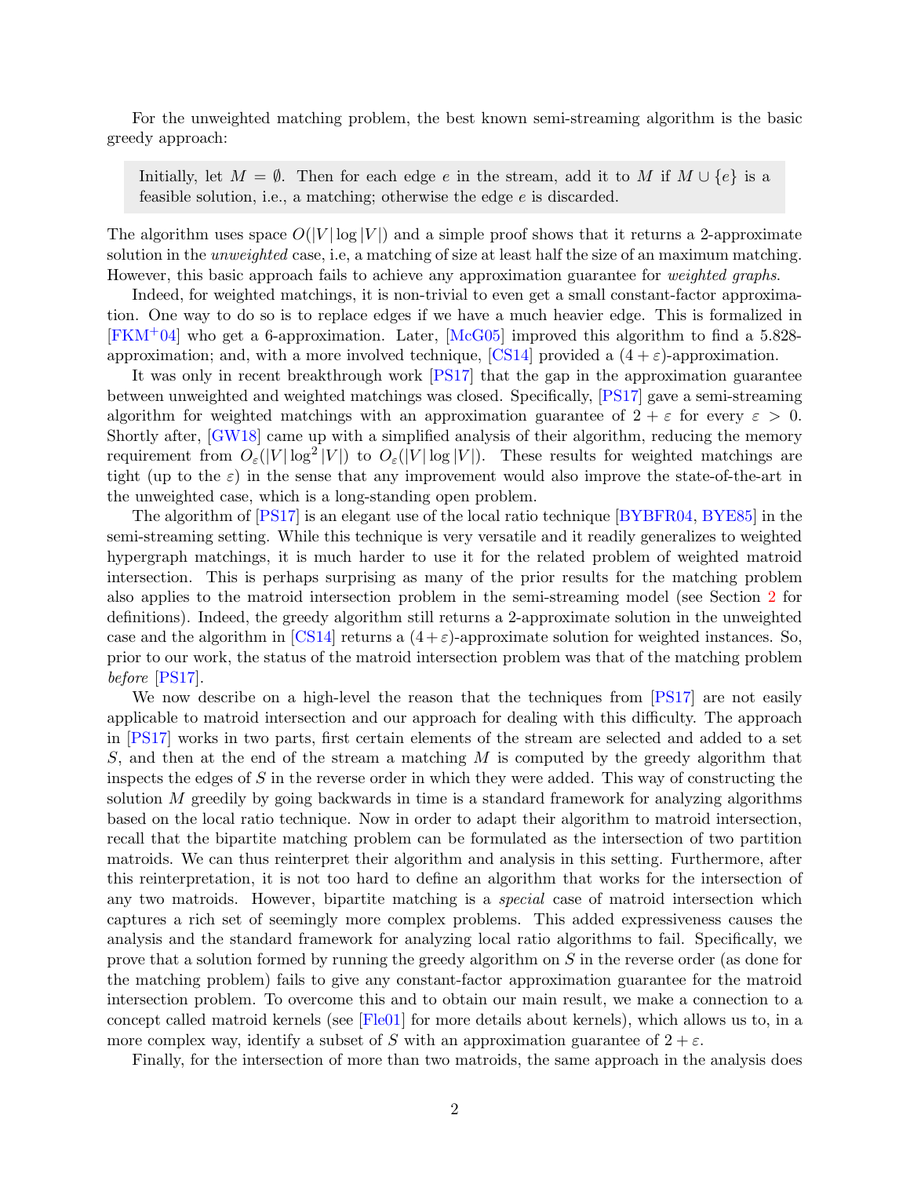For the unweighted matching problem, the best known semi-streaming algorithm is the basic greedy approach:

> Initially, let $M = \emptyset$. Then for each edge $e$ in the stream, add it to $M$ if $M \cup \{e\}$ is a feasible solution, i.e., a matching; otherwise the edge $e$ is discarded.

The algorithm uses space $O(|V| \log |V|)$ and a simple proof shows that it returns a 2-approximate solution in the *unweighted* case, i.e, a matching of size at least half the size of an maximum matching. However, this basic approach fails to achieve any approximation guarantee for *weighted graphs*.

Indeed, for weighted matchings, it is non-trivial to even get a small constant-factor approximation. One way to do so is to replace edges if we have a much heavier edge. This is formalized in [FKM+04] who get a 6-approximation. Later, [McG05] improved this algorithm to find a 5.828-approximation; and, with a more involved technique, [CS14] provided a $(4+\varepsilon)$-approximation.

It was only in recent breakthrough work [PS17] that the gap in the approximation guarantee between unweighted and weighted matchings was closed. Specifically, [PS17] gave a semi-streaming algorithm for weighted matchings with an approximation guarantee of $2+\varepsilon$ for every $\varepsilon > 0$. Shortly after, [GW18] came up with a simplified analysis of their algorithm, reducing the memory requirement from $O_\varepsilon(|V| \log^2 |V|)$ to $O_\varepsilon(|V| \log |V|)$. These results for weighted matchings are tight (up to the $\varepsilon$) in the sense that any improvement would also improve the state-of-the-art in the unweighted case, which is a long-standing open problem.

The algorithm of [PS17] is an elegant use of the local ratio technique [BYBFR04, BYE85] in the semi-streaming setting. While this technique is very versatile and it readily generalizes to weighted hypergraph matchings, it is much harder to use it for the related problem of weighted matroid intersection. This is perhaps surprising as many of the prior results for the matching problem also applies to the matroid intersection problem in the semi-streaming model (see Section 2 for definitions). Indeed, the greedy algorithm still returns a 2-approximate solution in the unweighted case and the algorithm in [CS14] returns a $(4+\varepsilon)$-approximate solution for weighted instances. So, prior to our work, the status of the matroid intersection problem was that of the matching problem *before* [PS17].

We now describe on a high-level the reason that the techniques from [PS17] are not easily applicable to matroid intersection and our approach for dealing with this difficulty. The approach in [PS17] works in two parts, first certain elements of the stream are selected and added to a set $S$, and then at the end of the stream a matching $M$ is computed by the greedy algorithm that inspects the edges of $S$ in the reverse order in which they were added. This way of constructing the solution $M$ greedily by going backwards in time is a standard framework for analyzing algorithms based on the local ratio technique. Now in order to adapt their algorithm to matroid intersection, recall that the bipartite matching problem can be formulated as the intersection of two partition matroids. We can thus reinterpret their algorithm and analysis in this setting. Furthermore, after this reinterpretation, it is not too hard to define an algorithm that works for the intersection of any two matroids. However, bipartite matching is a *special* case of matroid intersection which captures a rich set of seemingly more complex problems. This added expressiveness causes the analysis and the standard framework for analyzing local ratio algorithms to fail. Specifically, we prove that a solution formed by running the greedy algorithm on $S$ in the reverse order (as done for the matching problem) fails to give any constant-factor approximation guarantee for the matroid intersection problem. To overcome this and to obtain our main result, we make a connection to a concept called matroid kernels (see [Fle01] for more details about kernels), which allows us to, in a more complex way, identify a subset of $S$ with an approximation guarantee of $2+\varepsilon$.

Finally, for the intersection of more than two matroids, the same approach in the analysis does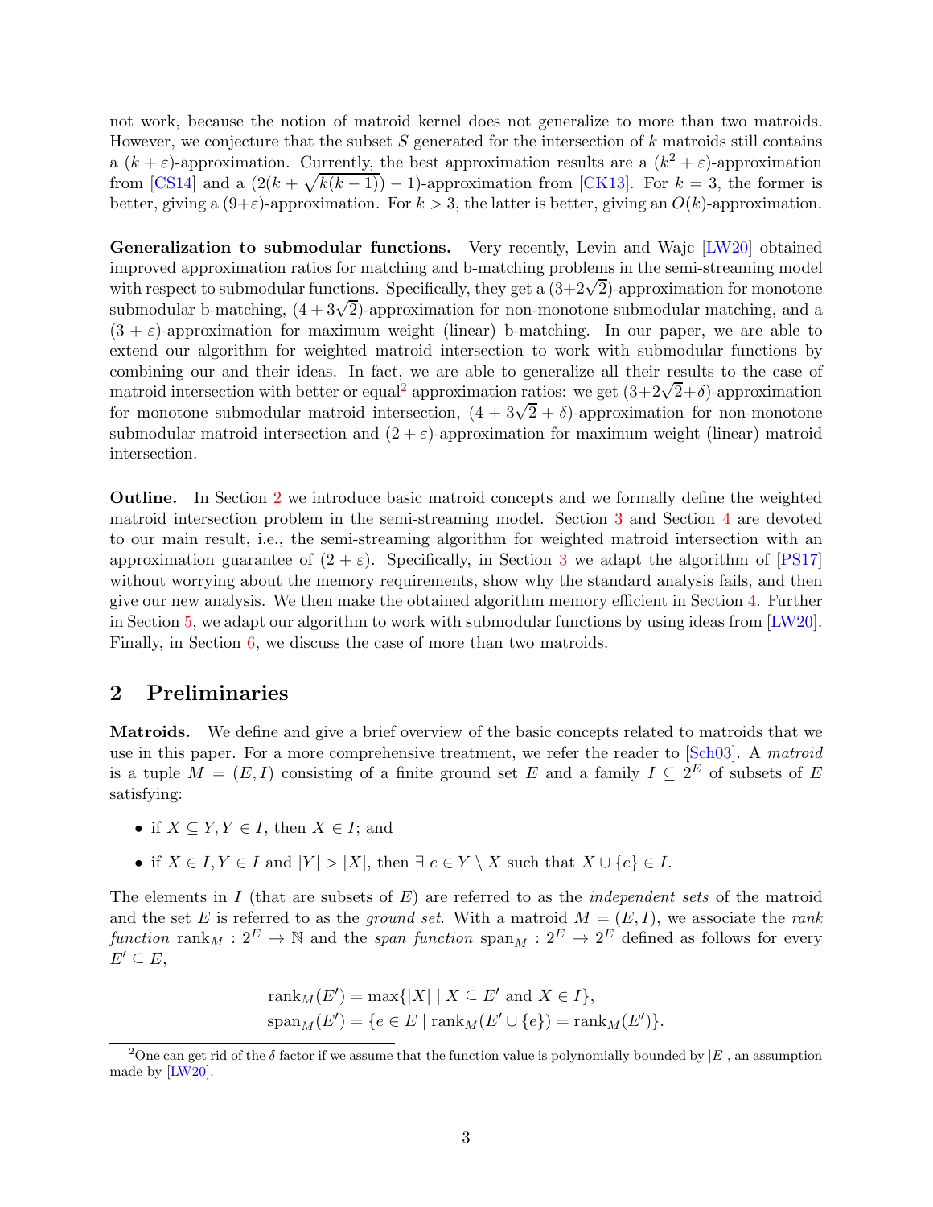not work, because the notion of matroid kernel does not generalize to more than two matroids. However, we conjecture that the subset $S$ generated for the intersection of $k$ matroids still contains a $(k + \varepsilon)$-approximation. Currently, the best approximation results are a $(k^2 + \varepsilon)$-approximation from [CS14] and a $(2(k + \sqrt{k(k-1)}) - 1)$-approximation from [CK13]. For $k = 3$, the former is better, giving a $(9+\varepsilon)$-approximation. For $k > 3$, the latter is better, giving an $O(k)$-approximation.

**Generalization to submodular functions.** Very recently, Levin and Wajc [LW20] obtained improved approximation ratios for matching and b-matching problems in the semi-streaming model with respect to submodular functions. Specifically, they get a $(3+2\sqrt{2})$-approximation for monotone submodular b-matching, $(4 + 3\sqrt{2})$-approximation for non-monotone submodular matching, and a $(3 + \varepsilon)$-approximation for maximum weight (linear) b-matching. In our paper, we are able to extend our algorithm for weighted matroid intersection to work with submodular functions by combining our and their ideas. In fact, we are able to generalize all their results to the case of matroid intersection with better or equal[2] approximation ratios: we get $(3+2\sqrt{2}+\delta)$-approximation for monotone submodular matroid intersection, $(4 + 3\sqrt{2} + \delta)$-approximation for non-monotone submodular matroid intersection and $(2 + \varepsilon)$-approximation for maximum weight (linear) matroid intersection.

**Outline.** In Section 2 we introduce basic matroid concepts and we formally define the weighted matroid intersection problem in the semi-streaming model. Section 3 and Section 4 are devoted to our main result, i.e., the semi-streaming algorithm for weighted matroid intersection with an approximation guarantee of $(2 + \varepsilon)$. Specifically, in Section 3 we adapt the algorithm of [PS17] without worrying about the memory requirements, show why the standard analysis fails, and then give our new analysis. We then make the obtained algorithm memory efficient in Section 4. Further in Section 5, we adapt our algorithm to work with submodular functions by using ideas from [LW20]. Finally, in Section 6, we discuss the case of more than two matroids.

## 2 Preliminaries

**Matroids.** We define and give a brief overview of the basic concepts related to matroids that we use in this paper. For a more comprehensive treatment, we refer the reader to [Sch03]. A *matroid* is a tuple $M = (E, I)$ consisting of a finite ground set $E$ and a family $I \subseteq 2^E$ of subsets of $E$ satisfying:

- if $X \subseteq Y, Y \in I$, then $X \in I$; and
- if $X \in I, Y \in I$ and $|Y| > |X|$, then $\exists\ e \in Y \setminus X$ such that $X \cup \{e\} \in I$.

The elements in $I$ (that are subsets of $E$) are referred to as the *independent sets* of the matroid and the set $E$ is referred to as the *ground set*. With a matroid $M = (E, I)$, we associate the *rank function* $\text{rank}_M : 2^E \to \mathbb{N}$ and the *span function* $\text{span}_M : 2^E \to 2^E$ defined as follows for every $E' \subseteq E$,

$$\text{rank}_M(E') = \max\{|X| \mid X \subseteq E' \text{ and } X \in I\},$$
$$\text{span}_M(E') = \{e \in E \mid \text{rank}_M(E' \cup \{e\}) = \text{rank}_M(E')\}.$$

[2] One can get rid of the $\delta$ factor if we assume that the function value is polynomially bounded by $|E|$, an assumption made by [LW20].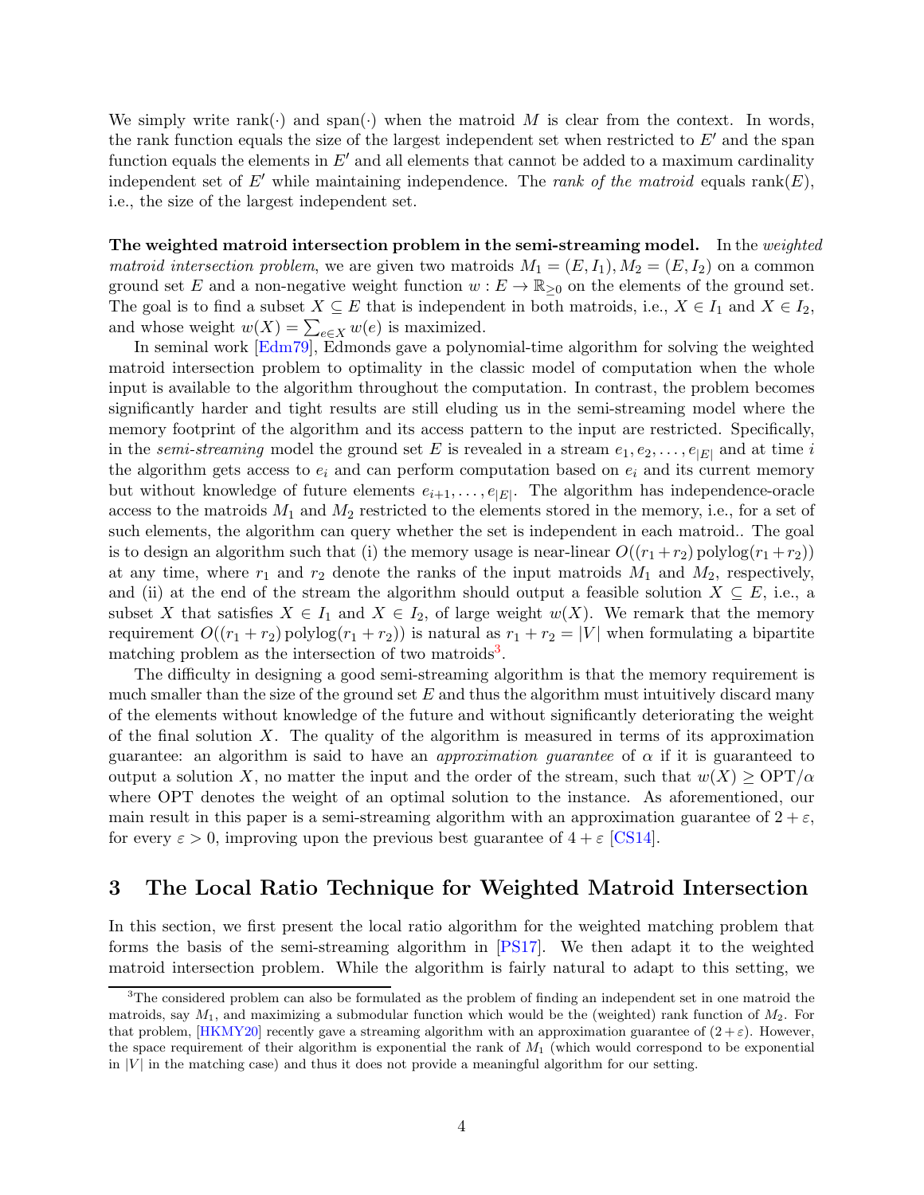We simply write rank(·) and span(·) when the matroid $M$ is clear from the context. In words, the rank function equals the size of the largest independent set when restricted to $E'$ and the span function equals the elements in $E'$ and all elements that cannot be added to a maximum cardinality independent set of $E'$ while maintaining independence. The *rank of the matroid* equals $\text{rank}(E)$, i.e., the size of the largest independent set.

**The weighted matroid intersection problem in the semi-streaming model.** In the *weighted matroid intersection problem*, we are given two matroids $M_1 = (E, I_1), M_2 = (E, I_2)$ on a common ground set $E$ and a non-negative weight function $w : E \to \mathbb{R}_{\geq 0}$ on the elements of the ground set. The goal is to find a subset $X \subseteq E$ that is independent in both matroids, i.e., $X \in I_1$ and $X \in I_2$, and whose weight $w(X) = \sum_{e \in X} w(e)$ is maximized.

In seminal work [Edm79], Edmonds gave a polynomial-time algorithm for solving the weighted matroid intersection problem to optimality in the classic model of computation when the whole input is available to the algorithm throughout the computation. In contrast, the problem becomes significantly harder and tight results are still eluding us in the semi-streaming model where the memory footprint of the algorithm and its access pattern to the input are restricted. Specifically, in the *semi-streaming* model the ground set $E$ is revealed in a stream $e_1, e_2, \ldots, e_{|E|}$ and at time $i$ the algorithm gets access to $e_i$ and can perform computation based on $e_i$ and its current memory but without knowledge of future elements $e_{i+1}, \ldots, e_{|E|}$. The algorithm has independence-oracle access to the matroids $M_1$ and $M_2$ restricted to the elements stored in the memory, i.e., for a set of such elements, the algorithm can query whether the set is independent in each matroid.. The goal is to design an algorithm such that (i) the memory usage is near-linear $O((r_1 + r_2) \operatorname{polylog}(r_1 + r_2))$ at any time, where $r_1$ and $r_2$ denote the ranks of the input matroids $M_1$ and $M_2$, respectively, and (ii) at the end of the stream the algorithm should output a feasible solution $X \subseteq E$, i.e., a subset $X$ that satisfies $X \in I_1$ and $X \in I_2$, of large weight $w(X)$. We remark that the memory requirement $O((r_1 + r_2) \operatorname{polylog}(r_1 + r_2))$ is natural as $r_1 + r_2 = |V|$ when formulating a bipartite matching problem as the intersection of two matroids[3].

The difficulty in designing a good semi-streaming algorithm is that the memory requirement is much smaller than the size of the ground set $E$ and thus the algorithm must intuitively discard many of the elements without knowledge of the future and without significantly deteriorating the weight of the final solution $X$. The quality of the algorithm is measured in terms of its approximation guarantee: an algorithm is said to have an *approximation guarantee* of $\alpha$ if it is guaranteed to output a solution $X$, no matter the input and the order of the stream, such that $w(X) \geq \text{OPT}/\alpha$ where OPT denotes the weight of an optimal solution to the instance. As aforementioned, our main result in this paper is a semi-streaming algorithm with an approximation guarantee of $2 + \varepsilon$, for every $\varepsilon > 0$, improving upon the previous best guarantee of $4 + \varepsilon$ [CS14].

# 3 The Local Ratio Technique for Weighted Matroid Intersection

In this section, we first present the local ratio algorithm for the weighted matching problem that forms the basis of the semi-streaming algorithm in [PS17]. We then adapt it to the weighted matroid intersection problem. While the algorithm is fairly natural to adapt to this setting, we

[3] The considered problem can also be formulated as the problem of finding an independent set in one matroid the matroids, say $M_1$, and maximizing a submodular function which would be the (weighted) rank function of $M_2$. For that problem, [HKMY20] recently gave a streaming algorithm with an approximation guarantee of $(2 + \varepsilon)$. However, the space requirement of their algorithm is exponential the rank of $M_1$ (which would correspond to be exponential in $|V|$ in the matching case) and thus it does not provide a meaningful algorithm for our setting.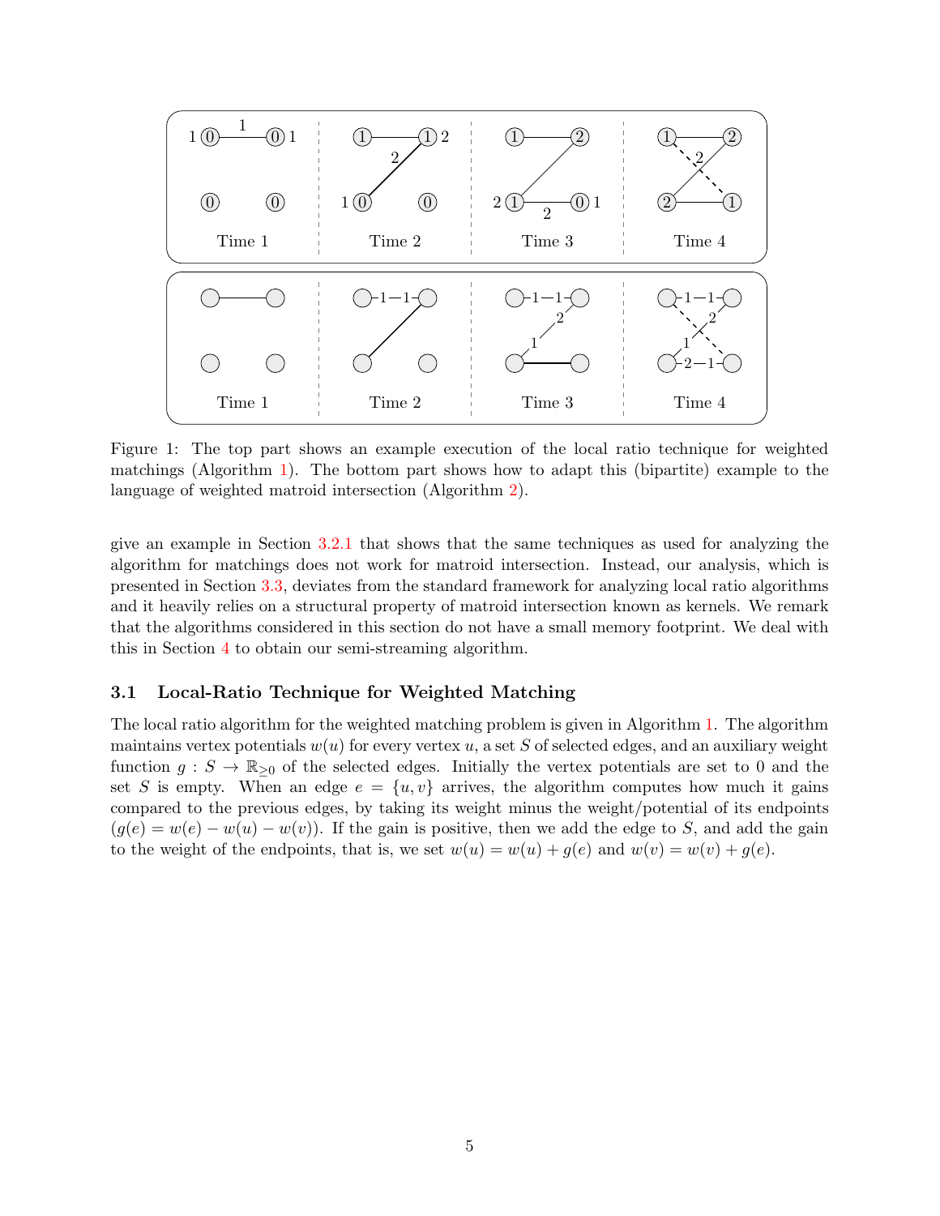Figure 1: The top part shows an example execution of the local ratio technique for weighted matchings (Algorithm 1). The bottom part shows how to adapt this (bipartite) example to the language of weighted matroid intersection (Algorithm 2).

give an example in Section 3.2.1 that shows that the same techniques as used for analyzing the algorithm for matchings does not work for matroid intersection. Instead, our analysis, which is presented in Section 3.3, deviates from the standard framework for analyzing local ratio algorithms and it heavily relies on a structural property of matroid intersection known as kernels. We remark that the algorithms considered in this section do not have a small memory footprint. We deal with this in Section 4 to obtain our semi-streaming algorithm.

### 3.1 Local-Ratio Technique for Weighted Matching

The local ratio algorithm for the weighted matching problem is given in Algorithm 1. The algorithm maintains vertex potentials $w(u)$ for every vertex $u$, a set $S$ of selected edges, and an auxiliary weight function $g : S \to \mathbb{R}_{\geq 0}$ of the selected edges. Initially the vertex potentials are set to 0 and the set $S$ is empty. When an edge $e = \{u, v\}$ arrives, the algorithm computes how much it gains compared to the previous edges, by taking its weight minus the weight/potential of its endpoints ($g(e) = w(e) - w(u) - w(v)$). If the gain is positive, then we add the edge to $S$, and add the gain to the weight of the endpoints, that is, we set $w(u) = w(u) + g(e)$ and $w(v) = w(v) + g(e)$.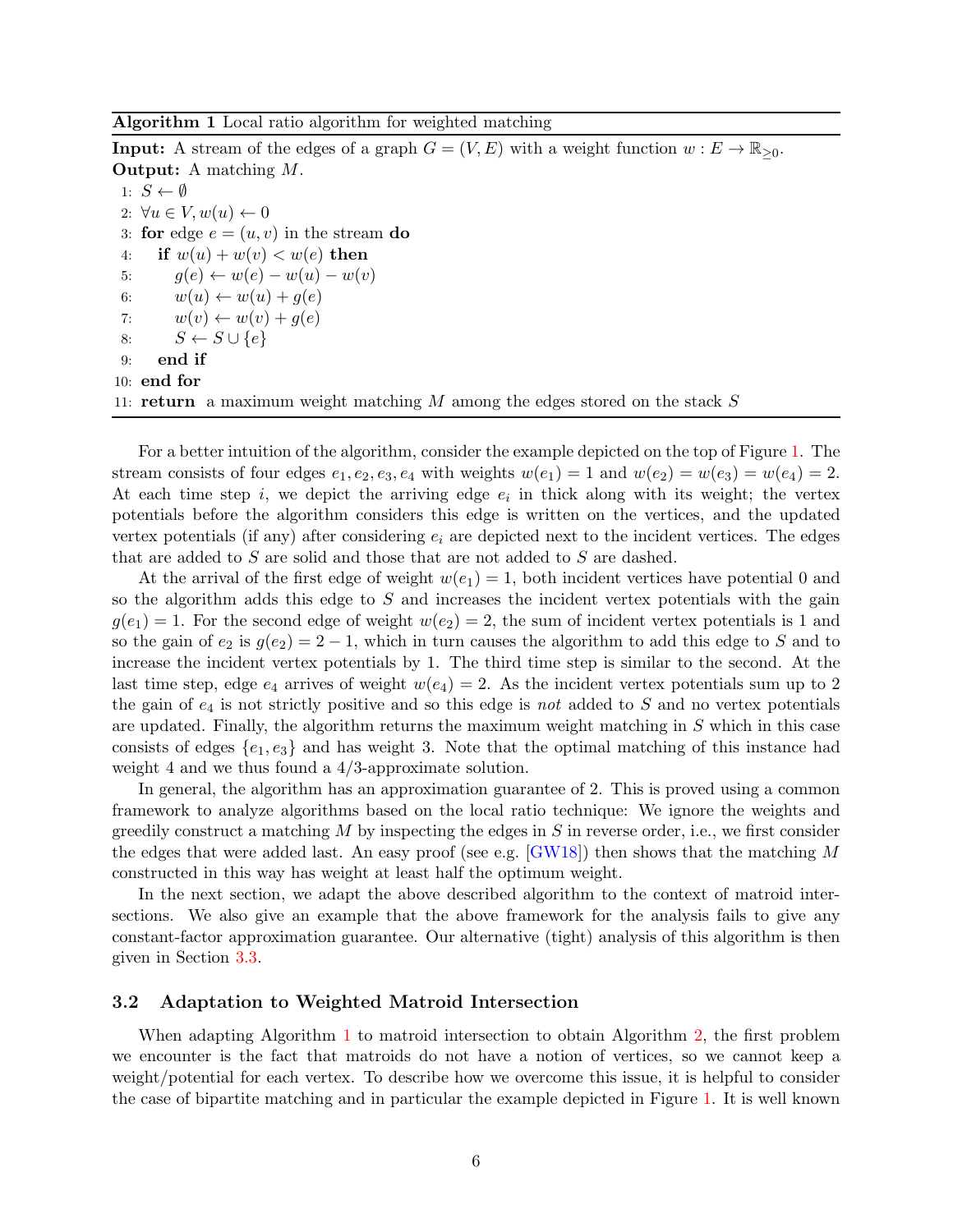**Algorithm 1** Local ratio algorithm for weighted matching

**Input:** A stream of the edges of a graph $G = (V, E)$ with a weight function $w : E \to \mathbb{R}_{\geq 0}$.
**Output:** A matching $M$.

```
1:  S ← ∅
2:  ∀u ∈ V, w(u) ← 0
3:  for edge e = (u, v) in the stream do
4:      if w(u) + w(v) < w(e) then
5:          g(e) ← w(e) − w(u) − w(v)
6:          w(u) ← w(u) + g(e)
7:          w(v) ← w(v) + g(e)
8:          S ← S ∪ {e}
9:      end if
10: end for
11: return a maximum weight matching M among the edges stored on the stack S
```

For a better intuition of the algorithm, consider the example depicted on the top of Figure 1. The stream consists of four edges $e_1, e_2, e_3, e_4$ with weights $w(e_1) = 1$ and $w(e_2) = w(e_3) = w(e_4) = 2$. At each time step $i$, we depict the arriving edge $e_i$ in thick along with its weight; the vertex potentials before the algorithm considers this edge is written on the vertices, and the updated vertex potentials (if any) after considering $e_i$ are depicted next to the incident vertices. The edges that are added to $S$ are solid and those that are not added to $S$ are dashed.

At the arrival of the first edge of weight $w(e_1) = 1$, both incident vertices have potential 0 and so the algorithm adds this edge to $S$ and increases the incident vertex potentials with the gain $g(e_1) = 1$. For the second edge of weight $w(e_2) = 2$, the sum of incident vertex potentials is 1 and so the gain of $e_2$ is $g(e_2) = 2 - 1$, which in turn causes the algorithm to add this edge to $S$ and to increase the incident vertex potentials by 1. The third time step is similar to the second. At the last time step, edge $e_4$ arrives of weight $w(e_4) = 2$. As the incident vertex potentials sum up to 2 the gain of $e_4$ is not strictly positive and so this edge is *not* added to $S$ and no vertex potentials are updated. Finally, the algorithm returns the maximum weight matching in $S$ which in this case consists of edges $\{e_1, e_3\}$ and has weight 3. Note that the optimal matching of this instance had weight 4 and we thus found a 4/3-approximate solution.

In general, the algorithm has an approximation guarantee of 2. This is proved using a common framework to analyze algorithms based on the local ratio technique: We ignore the weights and greedily construct a matching $M$ by inspecting the edges in $S$ in reverse order, i.e., we first consider the edges that were added last. An easy proof (see e.g. [GW18]) then shows that the matching $M$ constructed in this way has weight at least half the optimum weight.

In the next section, we adapt the above described algorithm to the context of matroid intersections. We also give an example that the above framework for the analysis fails to give any constant-factor approximation guarantee. Our alternative (tight) analysis of this algorithm is then given in Section 3.3.

### 3.2 Adaptation to Weighted Matroid Intersection

When adapting Algorithm 1 to matroid intersection to obtain Algorithm 2, the first problem we encounter is the fact that matroids do not have a notion of vertices, so we cannot keep a weight/potential for each vertex. To describe how we overcome this issue, it is helpful to consider the case of bipartite matching and in particular the example depicted in Figure 1. It is well known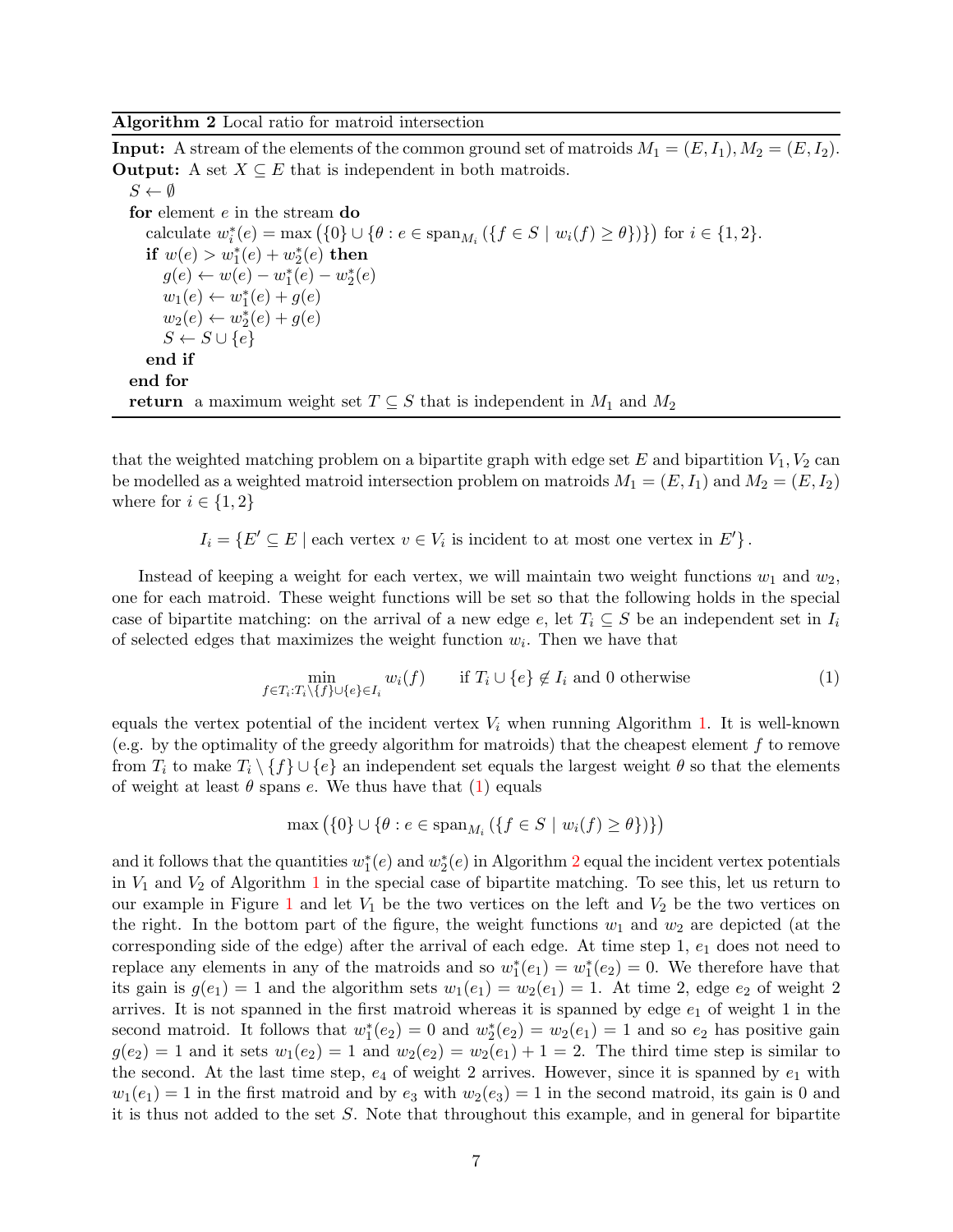**Algorithm 2** Local ratio for matroid intersection

---

**Input:** A stream of the elements of the common ground set of matroids $M_1 = (E, I_1), M_2 = (E, I_2)$.
**Output:** A set $X \subseteq E$ that is independent in both matroids.

```
S ← ∅
for element e in the stream do
    calculate w*_i(e) = max({0} ∪ {θ : e ∈ span_{M_i}({f ∈ S | w_i(f) ≥ θ})}) for i ∈ {1, 2}.
    if w(e) > w*_1(e) + w*_2(e) then
        g(e) ← w(e) − w*_1(e) − w*_2(e)
        w_1(e) ← w*_1(e) + g(e)
        w_2(e) ← w*_2(e) + g(e)
        S ← S ∪ {e}
    end if
end for
return a maximum weight set T ⊆ S that is independent in M_1 and M_2
```

---

that the weighted matching problem on a bipartite graph with edge set $E$ and bipartition $V_1, V_2$ can be modelled as a weighted matroid intersection problem on matroids $M_1 = (E, I_1)$ and $M_2 = (E, I_2)$ where for $i \in \{1, 2\}$

$$I_i = \{E' \subseteq E \mid \text{each vertex } v \in V_i \text{ is incident to at most one vertex in } E'\}.$$

Instead of keeping a weight for each vertex, we will maintain two weight functions $w_1$ and $w_2$, one for each matroid. These weight functions will be set so that the following holds in the special case of bipartite matching: on the arrival of a new edge $e$, let $T_i \subseteq S$ be an independent set in $I_i$ of selected edges that maximizes the weight function $w_i$. Then we have that

$$\min_{f \in T_i : T_i \setminus \{f\} \cup \{e\} \in I_i} w_i(f) \qquad \text{if } T_i \cup \{e\} \notin I_i \text{ and } 0 \text{ otherwise} \tag{1}$$

equals the vertex potential of the incident vertex $V_i$ when running Algorithm 1. It is well-known (e.g. by the optimality of the greedy algorithm for matroids) that the cheapest element $f$ to remove from $T_i$ to make $T_i \setminus \{f\} \cup \{e\}$ an independent set equals the largest weight $\theta$ so that the elements of weight at least $\theta$ spans $e$. We thus have that (1) equals

$$\max\left(\{0\} \cup \{\theta : e \in \mathrm{span}_{M_i}(\{f \in S \mid w_i(f) \geq \theta\})\}\right)$$

and it follows that the quantities $w_1^*(e)$ and $w_2^*(e)$ in Algorithm 2 equal the incident vertex potentials in $V_1$ and $V_2$ of Algorithm 1 in the special case of bipartite matching. To see this, let us return to our example in Figure 1 and let $V_1$ be the two vertices on the left and $V_2$ be the two vertices on the right. In the bottom part of the figure, the weight functions $w_1$ and $w_2$ are depicted (at the corresponding side of the edge) after the arrival of each edge. At time step 1, $e_1$ does not need to replace any elements in any of the matroids and so $w_1^*(e_1) = w_1^*(e_2) = 0$. We therefore have that its gain is $g(e_1) = 1$ and the algorithm sets $w_1(e_1) = w_2(e_1) = 1$. At time 2, edge $e_2$ of weight 2 arrives. It is not spanned in the first matroid whereas it is spanned by edge $e_1$ of weight 1 in the second matroid. It follows that $w_1^*(e_2) = 0$ and $w_2^*(e_2) = w_2(e_1) = 1$ and so $e_2$ has positive gain $g(e_2) = 1$ and it sets $w_1(e_2) = 1$ and $w_2(e_2) = w_2(e_1) + 1 = 2$. The third time step is similar to the second. At the last time step, $e_4$ of weight 2 arrives. However, since it is spanned by $e_1$ with $w_1(e_1) = 1$ in the first matroid and by $e_3$ with $w_2(e_3) = 1$ in the second matroid, its gain is 0 and it is thus not added to the set $S$. Note that throughout this example, and in general for bipartite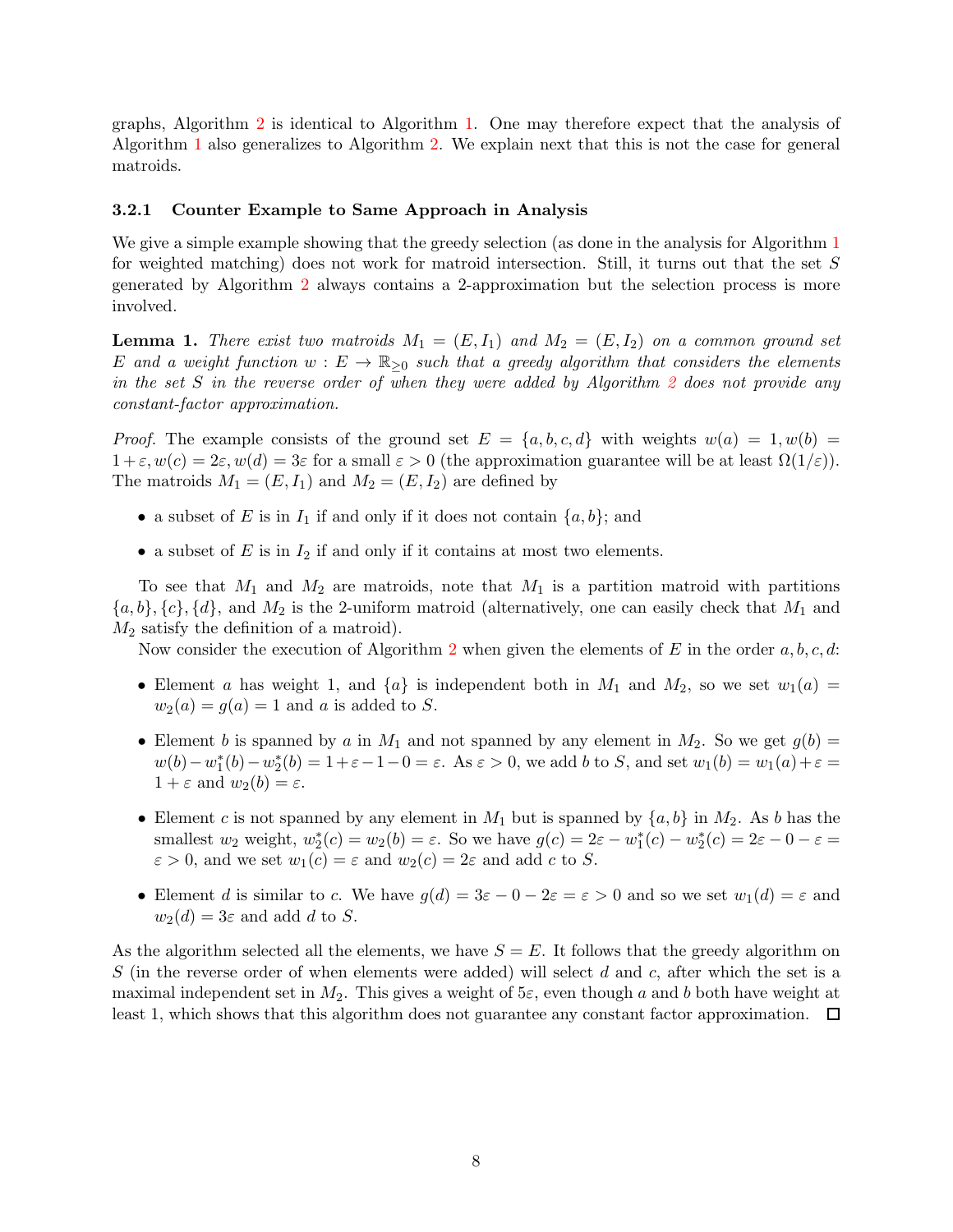graphs, Algorithm 2 is identical to Algorithm 1. One may therefore expect that the analysis of Algorithm 1 also generalizes to Algorithm 2. We explain next that this is not the case for general matroids.

#### 3.2.1 Counter Example to Same Approach in Analysis

We give a simple example showing that the greedy selection (as done in the analysis for Algorithm 1 for weighted matching) does not work for matroid intersection. Still, it turns out that the set $S$ generated by Algorithm 2 always contains a 2-approximation but the selection process is more involved.

**Lemma 1.** *There exist two matroids $M_1 = (E, I_1)$ and $M_2 = (E, I_2)$ on a common ground set $E$ and a weight function $w : E \to \mathbb{R}_{\geq 0}$ such that a greedy algorithm that considers the elements in the set $S$ in the reverse order of when they were added by Algorithm 2 does not provide any constant-factor approximation.*

*Proof.* The example consists of the ground set $E = \{a, b, c, d\}$ with weights $w(a) = 1, w(b) = 1+\varepsilon, w(c) = 2\varepsilon, w(d) = 3\varepsilon$ for a small $\varepsilon > 0$ (the approximation guarantee will be at least $\Omega(1/\varepsilon)$). The matroids $M_1 = (E, I_1)$ and $M_2 = (E, I_2)$ are defined by

- a subset of $E$ is in $I_1$ if and only if it does not contain $\{a, b\}$; and
- a subset of $E$ is in $I_2$ if and only if it contains at most two elements.

To see that $M_1$ and $M_2$ are matroids, note that $M_1$ is a partition matroid with partitions $\{a, b\}, \{c\}, \{d\}$, and $M_2$ is the 2-uniform matroid (alternatively, one can easily check that $M_1$ and $M_2$ satisfy the definition of a matroid).

Now consider the execution of Algorithm 2 when given the elements of $E$ in the order $a, b, c, d$:

- Element $a$ has weight 1, and $\{a\}$ is independent both in $M_1$ and $M_2$, so we set $w_1(a) = w_2(a) = g(a) = 1$ and $a$ is added to $S$.
- Element $b$ is spanned by $a$ in $M_1$ and not spanned by any element in $M_2$. So we get $g(b) = w(b) - w_1^*(b) - w_2^*(b) = 1+\varepsilon-1-0 = \varepsilon$. As $\varepsilon > 0$, we add $b$ to $S$, and set $w_1(b) = w_1(a)+\varepsilon = 1+\varepsilon$ and $w_2(b) = \varepsilon$.
- Element $c$ is not spanned by any element in $M_1$ but is spanned by $\{a, b\}$ in $M_2$. As $b$ has the smallest $w_2$ weight, $w_2^*(c) = w_2(b) = \varepsilon$. So we have $g(c) = 2\varepsilon - w_1^*(c) - w_2^*(c) = 2\varepsilon - 0 - \varepsilon = \varepsilon > 0$, and we set $w_1(c) = \varepsilon$ and $w_2(c) = 2\varepsilon$ and add $c$ to $S$.
- Element $d$ is similar to $c$. We have $g(d) = 3\varepsilon - 0 - 2\varepsilon = \varepsilon > 0$ and so we set $w_1(d) = \varepsilon$ and $w_2(d) = 3\varepsilon$ and add $d$ to $S$.

As the algorithm selected all the elements, we have $S = E$. It follows that the greedy algorithm on $S$ (in the reverse order of when elements were added) will select $d$ and $c$, after which the set is a maximal independent set in $M_2$. This gives a weight of $5\varepsilon$, even though $a$ and $b$ both have weight at least 1, which shows that this algorithm does not guarantee any constant factor approximation. $\square$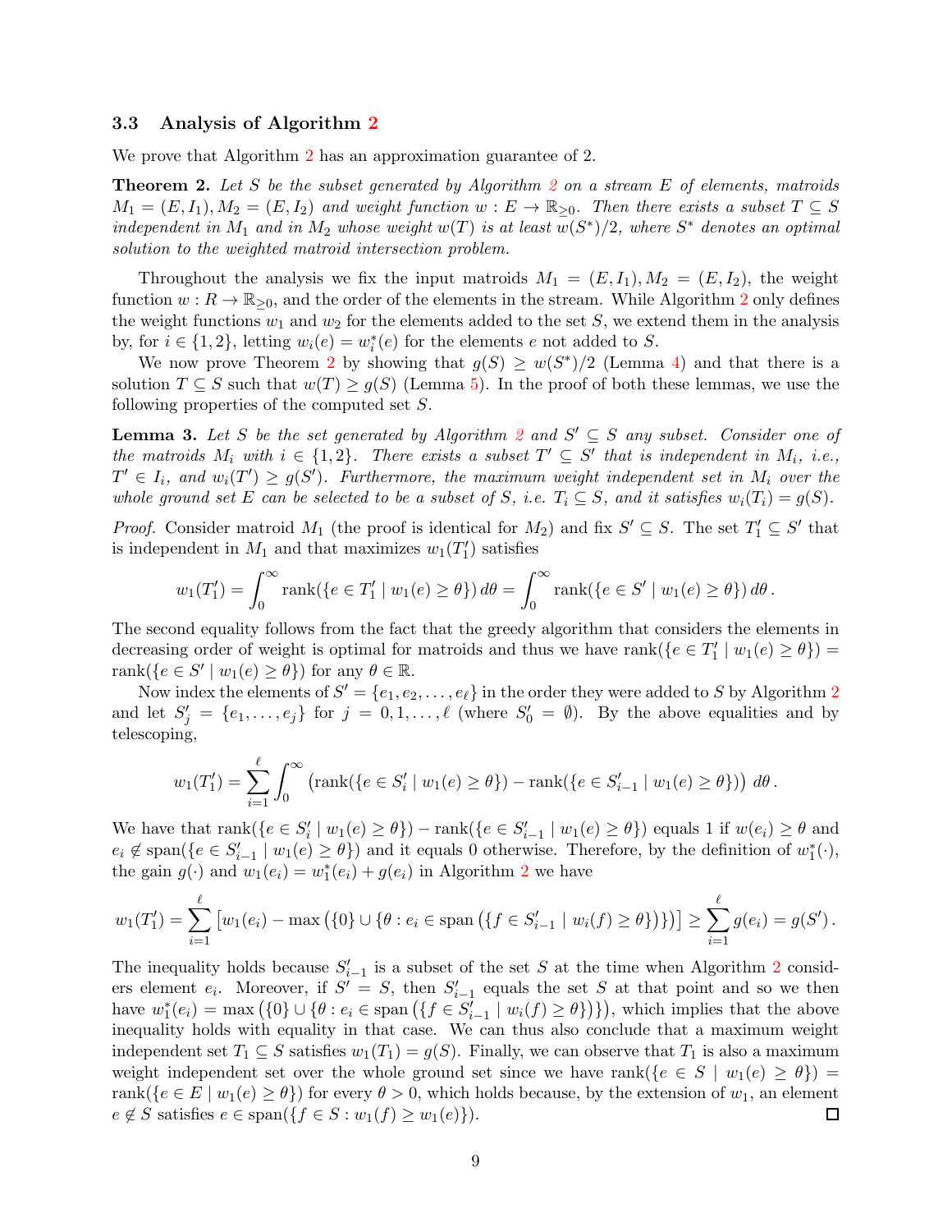### 3.3 Analysis of Algorithm 2

We prove that Algorithm 2 has an approximation guarantee of 2.

**Theorem 2.** *Let $S$ be the subset generated by Algorithm 2 on a stream $E$ of elements, matroids $M_1 = (E, I_1), M_2 = (E, I_2)$ and weight function $w : E \to \mathbb{R}_{\geq 0}$. Then there exists a subset $T \subseteq S$ independent in $M_1$ and in $M_2$ whose weight $w(T)$ is at least $w(S^*)/2$, where $S^*$ denotes an optimal solution to the weighted matroid intersection problem.*

Throughout the analysis we fix the input matroids $M_1 = (E, I_1), M_2 = (E, I_2)$, the weight function $w : R \to \mathbb{R}_{\geq 0}$, and the order of the elements in the stream. While Algorithm 2 only defines the weight functions $w_1$ and $w_2$ for the elements added to the set $S$, we extend them in the analysis by, for $i \in \{1, 2\}$, letting $w_i(e) = w_i^*(e)$ for the elements $e$ not added to $S$.

We now prove Theorem 2 by showing that $g(S) \geq w(S^*)/2$ (Lemma 4) and that there is a solution $T \subseteq S$ such that $w(T) \geq g(S)$ (Lemma 5). In the proof of both these lemmas, we use the following properties of the computed set $S$.

**Lemma 3.** *Let $S$ be the set generated by Algorithm 2 and $S' \subseteq S$ any subset. Consider one of the matroids $M_i$ with $i \in \{1, 2\}$. There exists a subset $T' \subseteq S'$ that is independent in $M_i$, i.e., $T' \in I_i$, and $w_i(T') \geq g(S')$. Furthermore, the maximum weight independent set in $M_i$ over the whole ground set $E$ can be selected to be a subset of $S$, i.e. $T_i \subseteq S$, and it satisfies $w_i(T_i) = g(S)$.*

*Proof.* Consider matroid $M_1$ (the proof is identical for $M_2$) and fix $S' \subseteq S$. The set $T_1' \subseteq S'$ that is independent in $M_1$ and that maximizes $w_1(T_1')$ satisfies

$$w_1(T_1') = \int_0^\infty \operatorname{rank}(\{e \in T_1' \mid w_1(e) \geq \theta\})\, d\theta = \int_0^\infty \operatorname{rank}(\{e \in S' \mid w_1(e) \geq \theta\})\, d\theta\,.$$

The second equality follows from the fact that the greedy algorithm that considers the elements in decreasing order of weight is optimal for matroids and thus we have $\operatorname{rank}(\{e \in T_1' \mid w_1(e) \geq \theta\}) = \operatorname{rank}(\{e \in S' \mid w_1(e) \geq \theta\})$ for any $\theta \in \mathbb{R}$.

Now index the elements of $S' = \{e_1, e_2, \ldots, e_\ell\}$ in the order they were added to $S$ by Algorithm 2 and let $S_j' = \{e_1, \ldots, e_j\}$ for $j = 0, 1, \ldots, \ell$ (where $S_0' = \emptyset$). By the above equalities and by telescoping,

$$w_1(T_1') = \sum_{i=1}^{\ell} \int_0^\infty \left(\operatorname{rank}(\{e \in S_i' \mid w_1(e) \geq \theta\}) - \operatorname{rank}(\{e \in S_{i-1}' \mid w_1(e) \geq \theta\})\right) d\theta\,.$$

We have that $\operatorname{rank}(\{e \in S_i' \mid w_1(e) \geq \theta\}) - \operatorname{rank}(\{e \in S_{i-1}' \mid w_1(e) \geq \theta\})$ equals 1 if $w(e_i) \geq \theta$ and $e_i \notin \operatorname{span}(\{e \in S_{i-1}' \mid w_1(e) \geq \theta\})$ and it equals 0 otherwise. Therefore, by the definition of $w_1^*(\cdot)$, the gain $g(\cdot)$ and $w_1(e_i) = w_1^*(e_i) + g(e_i)$ in Algorithm 2 we have

$$w_1(T_1') = \sum_{i=1}^{\ell} \left[w_1(e_i) - \max\left(\{0\} \cup \{\theta : e_i \in \operatorname{span}\left(\{f \in S_{i-1}' \mid w_i(f) \geq \theta\}\right)\}\right)\right] \geq \sum_{i=1}^{\ell} g(e_i) = g(S')\,.$$

The inequality holds because $S_{i-1}'$ is a subset of the set $S$ at the time when Algorithm 2 considers element $e_i$. Moreover, if $S' = S$, then $S_{i-1}'$ equals the set $S$ at that point and so we then have $w_1^*(e_i) = \max\left(\{0\} \cup \{\theta : e_i \in \operatorname{span}\left(\{f \in S_{i-1}' \mid w_i(f) \geq \theta\}\right)\}\right)$, which implies that the above inequality holds with equality in that case. We can thus also conclude that a maximum weight independent set $T_1 \subseteq S$ satisfies $w_1(T_1) = g(S)$. Finally, we can observe that $T_1$ is also a maximum weight independent set over the whole ground set since we have $\operatorname{rank}(\{e \in S \mid w_1(e) \geq \theta\}) = \operatorname{rank}(\{e \in E \mid w_1(e) \geq \theta\})$ for every $\theta > 0$, which holds because, by the extension of $w_1$, an element $e \notin S$ satisfies $e \in \operatorname{span}(\{f \in S : w_1(f) \geq w_1(e)\})$. $\square$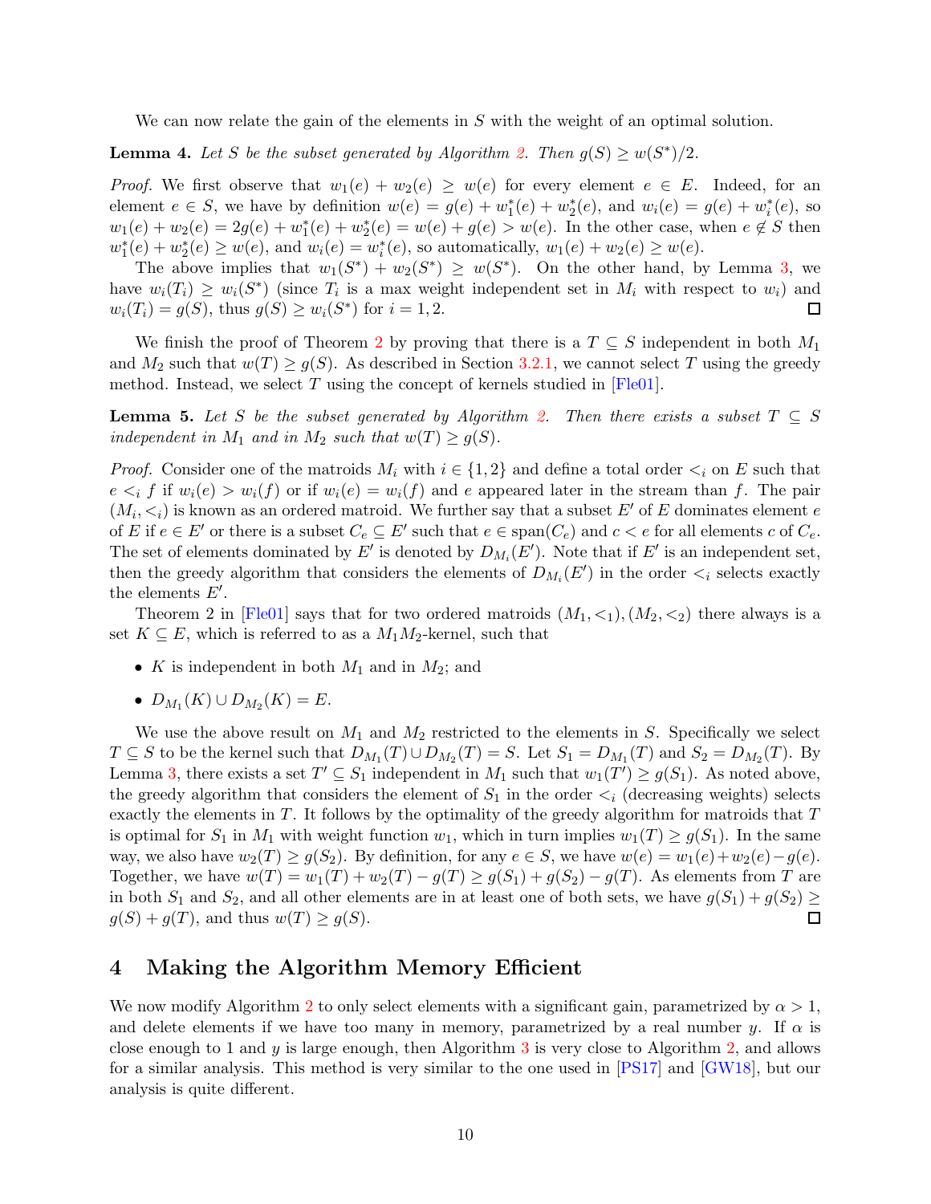We can now relate the gain of the elements in $S$ with the weight of an optimal solution.

**Lemma 4.** *Let $S$ be the subset generated by Algorithm 2. Then $g(S) \geq w(S^*)/2$.*

*Proof.* We first observe that $w_1(e) + w_2(e) \geq w(e)$ for every element $e \in E$. Indeed, for an element $e \in S$, we have by definition $w(e) = g(e) + w_1^*(e) + w_2^*(e)$, and $w_i(e) = g(e) + w_i^*(e)$, so $w_1(e) + w_2(e) = 2g(e) + w_1^*(e) + w_2^*(e) = w(e) + g(e) > w(e)$. In the other case, when $e \notin S$ then $w_1^*(e) + w_2^*(e) \geq w(e)$, and $w_i(e) = w_i^*(e)$, so automatically, $w_1(e) + w_2(e) \geq w(e)$.

The above implies that $w_1(S^*) + w_2(S^*) \geq w(S^*)$. On the other hand, by Lemma 3, we have $w_i(T_i) \geq w_i(S^*)$ (since $T_i$ is a max weight independent set in $M_i$ with respect to $w_i$) and $w_i(T_i) = g(S)$, thus $g(S) \geq w_i(S^*)$ for $i = 1, 2$. $\square$

We finish the proof of Theorem 2 by proving that there is a $T \subseteq S$ independent in both $M_1$ and $M_2$ such that $w(T) \geq g(S)$. As described in Section 3.2.1, we cannot select $T$ using the greedy method. Instead, we select $T$ using the concept of kernels studied in [Fle01].

**Lemma 5.** *Let $S$ be the subset generated by Algorithm 2. Then there exists a subset $T \subseteq S$ independent in $M_1$ and in $M_2$ such that $w(T) \geq g(S)$.*

*Proof.* Consider one of the matroids $M_i$ with $i \in \{1, 2\}$ and define a total order $<_i$ on $E$ such that $e <_i f$ if $w_i(e) > w_i(f)$ or if $w_i(e) = w_i(f)$ and $e$ appeared later in the stream than $f$. The pair $(M_i, <_i)$ is known as an ordered matroid. We further say that a subset $E'$ of $E$ dominates element $e$ of $E$ if $e \in E'$ or there is a subset $C_e \subseteq E'$ such that $e \in \text{span}(C_e)$ and $c < e$ for all elements $c$ of $C_e$. The set of elements dominated by $E'$ is denoted by $D_{M_i}(E')$. Note that if $E'$ is an independent set, then the greedy algorithm that considers the elements of $D_{M_i}(E')$ in the order $<_i$ selects exactly the elements $E'$.

Theorem 2 in [Fle01] says that for two ordered matroids $(M_1, <_1), (M_2, <_2)$ there always is a set $K \subseteq E$, which is referred to as a $M_1M_2$-kernel, such that

- $K$ is independent in both $M_1$ and in $M_2$; and
- $D_{M_1}(K) \cup D_{M_2}(K) = E$.

We use the above result on $M_1$ and $M_2$ restricted to the elements in $S$. Specifically we select $T \subseteq S$ to be the kernel such that $D_{M_1}(T) \cup D_{M_2}(T) = S$. Let $S_1 = D_{M_1}(T)$ and $S_2 = D_{M_2}(T)$. By Lemma 3, there exists a set $T' \subseteq S_1$ independent in $M_1$ such that $w_1(T') \geq g(S_1)$. As noted above, the greedy algorithm that considers the element of $S_1$ in the order $<_i$ (decreasing weights) selects exactly the elements in $T$. It follows by the optimality of the greedy algorithm for matroids that $T$ is optimal for $S_1$ in $M_1$ with weight function $w_1$, which in turn implies $w_1(T) \geq g(S_1)$. In the same way, we also have $w_2(T) \geq g(S_2)$. By definition, for any $e \in S$, we have $w(e) = w_1(e) + w_2(e) - g(e)$. Together, we have $w(T) = w_1(T) + w_2(T) - g(T) \geq g(S_1) + g(S_2) - g(T)$. As elements from $T$ are in both $S_1$ and $S_2$, and all other elements are in at least one of both sets, we have $g(S_1) + g(S_2) \geq g(S) + g(T)$, and thus $w(T) \geq g(S)$. $\square$

# 4 Making the Algorithm Memory Efficient

We now modify Algorithm 2 to only select elements with a significant gain, parametrized by $\alpha > 1$, and delete elements if we have too many in memory, parametrized by a real number $y$. If $\alpha$ is close enough to 1 and $y$ is large enough, then Algorithm 3 is very close to Algorithm 2, and allows for a similar analysis. This method is very similar to the one used in [PS17] and [GW18], but our analysis is quite different.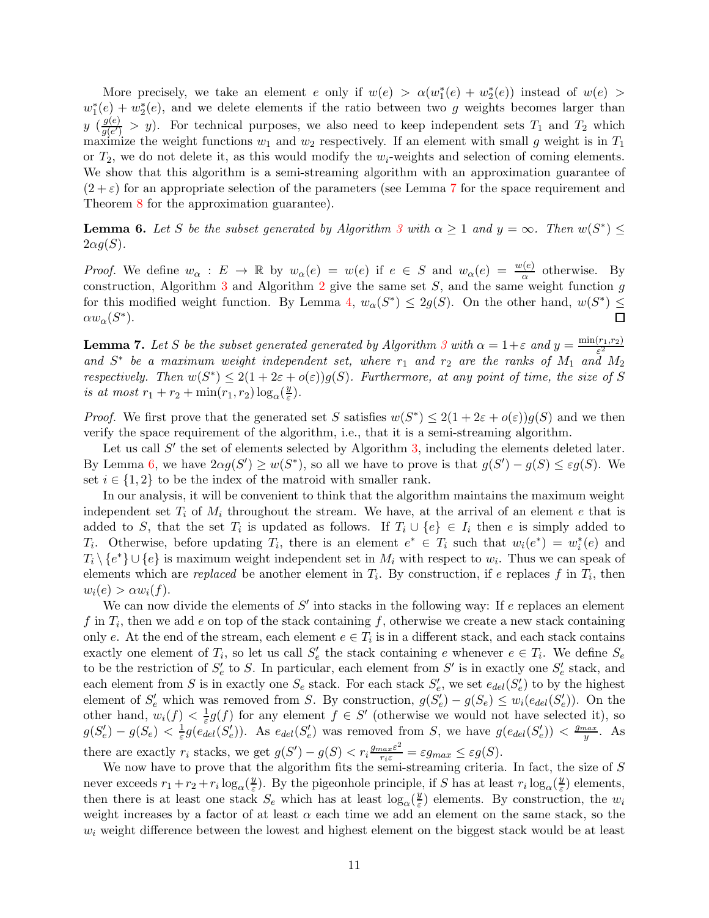More precisely, we take an element $e$ only if $w(e) > \alpha(w_1^*(e) + w_2^*(e))$ instead of $w(e) > w_1^*(e) + w_2^*(e)$, and we delete elements if the ratio between two $g$ weights becomes larger than $y$ ($\frac{g(e)}{g(e')} > y$). For technical purposes, we also need to keep independent sets $T_1$ and $T_2$ which maximize the weight functions $w_1$ and $w_2$ respectively. If an element with small $g$ weight is in $T_1$ or $T_2$, we do not delete it, as this would modify the $w_i$-weights and selection of coming elements. We show that this algorithm is a semi-streaming algorithm with an approximation guarantee of $(2 + \varepsilon)$ for an appropriate selection of the parameters (see Lemma 7 for the space requirement and Theorem 8 for the approximation guarantee).

**Lemma 6.** *Let $S$ be the subset generated by Algorithm 3 with $\alpha \geq 1$ and $y = \infty$. Then $w(S^*) \leq 2\alpha g(S)$.*

*Proof.* We define $w_\alpha : E \to \mathbb{R}$ by $w_\alpha(e) = w(e)$ if $e \in S$ and $w_\alpha(e) = \frac{w(e)}{\alpha}$ otherwise. By construction, Algorithm 3 and Algorithm 2 give the same set $S$, and the same weight function $g$ for this modified weight function. By Lemma 4, $w_\alpha(S^*) \leq 2g(S)$. On the other hand, $w(S^*) \leq \alpha w_\alpha(S^*)$. ∎

**Lemma 7.** *Let $S$ be the subset generated generated by Algorithm 3 with $\alpha = 1+\varepsilon$ and $y = \frac{\min(r_1,r_2)}{\varepsilon^2}$ and $S^*$ be a maximum weight independent set, where $r_1$ and $r_2$ are the ranks of $M_1$ and $M_2$ respectively. Then $w(S^*) \leq 2(1 + 2\varepsilon + o(\varepsilon))g(S)$. Furthermore, at any point of time, the size of $S$ is at most $r_1 + r_2 + \min(r_1, r_2)\log_\alpha(\frac{y}{\varepsilon})$.*

*Proof.* We first prove that the generated set $S$ satisfies $w(S^*) \leq 2(1 + 2\varepsilon + o(\varepsilon))g(S)$ and we then verify the space requirement of the algorithm, i.e., that it is a semi-streaming algorithm.

Let us call $S'$ the set of elements selected by Algorithm 3, including the elements deleted later. By Lemma 6, we have $2\alpha g(S') \geq w(S^*)$, so all we have to prove is that $g(S') - g(S) \leq \varepsilon g(S)$. We set $i \in \{1, 2\}$ to be the index of the matroid with smaller rank.

In our analysis, it will be convenient to think that the algorithm maintains the maximum weight independent set $T_i$ of $M_i$ throughout the stream. We have, at the arrival of an element $e$ that is added to $S$, that the set $T_i$ is updated as follows. If $T_i \cup \{e\} \in I_i$ then $e$ is simply added to $T_i$. Otherwise, before updating $T_i$, there is an element $e^* \in T_i$ such that $w_i(e^*) = w_i^*(e)$ and $T_i \setminus \{e^*\} \cup \{e\}$ is maximum weight independent set in $M_i$ with respect to $w_i$. Thus we can speak of elements which are *replaced* be another element in $T_i$. By construction, if $e$ replaces $f$ in $T_i$, then $w_i(e) > \alpha w_i(f)$.

We can now divide the elements of $S'$ into stacks in the following way: If $e$ replaces an element $f$ in $T_i$, then we add $e$ on top of the stack containing $f$, otherwise we create a new stack containing only $e$. At the end of the stream, each element $e \in T_i$ is in a different stack, and each stack contains exactly one element of $T_i$, so let us call $S'_e$ the stack containing $e$ whenever $e \in T_i$. We define $S_e$ to be the restriction of $S'_e$ to $S$. In particular, each element from $S'$ is in exactly one $S'_e$ stack, and each element from $S$ is in exactly one $S_e$ stack. For each stack $S'_e$, we set $e_{del}(S'_e)$ to by the highest element of $S'_e$ which was removed from $S$. By construction, $g(S'_e) - g(S_e) \leq w_i(e_{del}(S'_e))$. On the other hand, $w_i(f) < \frac{1}{\varepsilon}g(f)$ for any element $f \in S'$ (otherwise we would not have selected it), so $g(S'_e) - g(S_e) < \frac{1}{\varepsilon}g(e_{del}(S'_e))$. As $e_{del}(S'_e)$ was removed from $S$, we have $g(e_{del}(S'_e)) < \frac{g_{max}}{y}$. As there are exactly $r_i$ stacks, we get $g(S') - g(S) < r_i \frac{g_{max}\varepsilon^2}{r_i \varepsilon} = \varepsilon g_{max} \leq \varepsilon g(S)$.

We now have to prove that the algorithm fits the semi-streaming criteria. In fact, the size of $S$ never exceeds $r_1 + r_2 + r_i \log_\alpha(\frac{y}{\varepsilon})$. By the pigeonhole principle, if $S$ has at least $r_i \log_\alpha(\frac{y}{\varepsilon})$ elements, then there is at least one stack $S_e$ which has at least $\log_\alpha(\frac{y}{\varepsilon})$ elements. By construction, the $w_i$ weight increases by a factor of at least $\alpha$ each time we add an element on the same stack, so the $w_i$ weight difference between the lowest and highest element on the biggest stack would be at least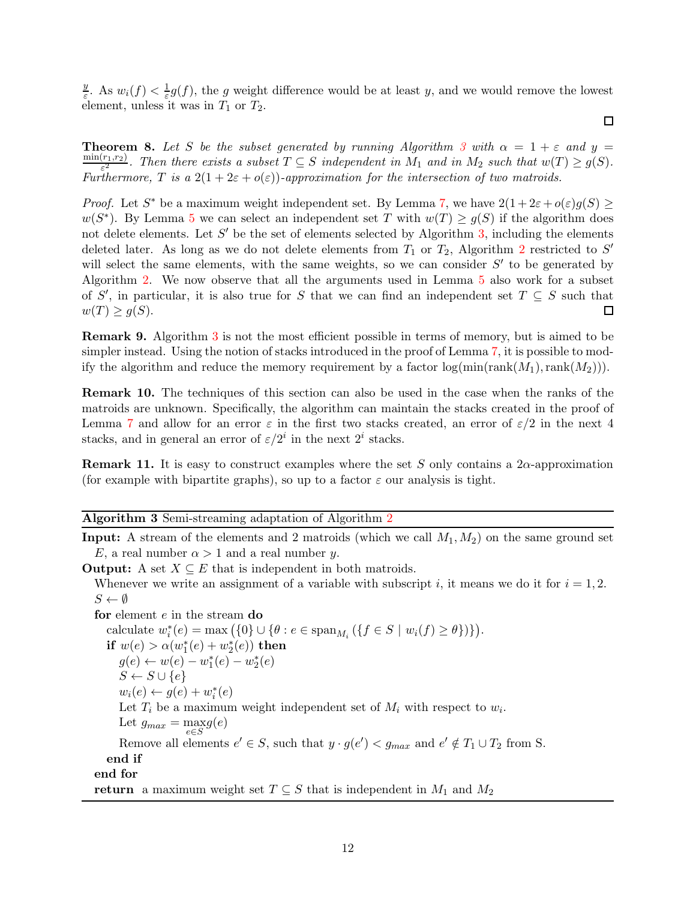$\frac{y}{\varepsilon}$. As $w_i(f) < \frac{1}{\varepsilon}g(f)$, the $g$ weight difference would be at least $y$, and we would remove the lowest element, unless it was in $T_1$ or $T_2$. □

**Theorem 8.** *Let $S$ be the subset generated by running Algorithm 3 with $\alpha = 1 + \varepsilon$ and $y = \frac{\min(r_1, r_2)}{\varepsilon^2}$. Then there exists a subset $T \subseteq S$ independent in $M_1$ and in $M_2$ such that $w(T) \geq g(S)$. Furthermore, $T$ is a $2(1 + 2\varepsilon + o(\varepsilon))$-approximation for the intersection of two matroids.*

*Proof.* Let $S^*$ be a maximum weight independent set. By Lemma 7, we have $2(1+2\varepsilon+o(\varepsilon)g(S) \geq w(S^*)$. By Lemma 5 we can select an independent set $T$ with $w(T) \geq g(S)$ if the algorithm does not delete elements. Let $S'$ be the set of elements selected by Algorithm 3, including the elements deleted later. As long as we do not delete elements from $T_1$ or $T_2$, Algorithm 2 restricted to $S'$ will select the same elements, with the same weights, so we can consider $S'$ to be generated by Algorithm 2. We now observe that all the arguments used in Lemma 5 also work for a subset of $S'$, in particular, it is also true for $S$ that we can find an independent set $T \subseteq S$ such that $w(T) \geq g(S)$. □

**Remark 9.** Algorithm 3 is not the most efficient possible in terms of memory, but is aimed to be simpler instead. Using the notion of stacks introduced in the proof of Lemma 7, it is possible to modify the algorithm and reduce the memory requirement by a factor $\log(\min(\text{rank}(M_1), \text{rank}(M_2)))$.

**Remark 10.** The techniques of this section can also be used in the case when the ranks of the matroids are unknown. Specifically, the algorithm can maintain the stacks created in the proof of Lemma 7 and allow for an error $\varepsilon$ in the first two stacks created, an error of $\varepsilon/2$ in the next 4 stacks, and in general an error of $\varepsilon/2^i$ in the next $2^i$ stacks.

**Remark 11.** It is easy to construct examples where the set $S$ only contains a $2\alpha$-approximation (for example with bipartite graphs), so up to a factor $\varepsilon$ our analysis is tight.

---

**Algorithm 3** Semi-streaming adaptation of Algorithm 2

---

**Input:** A stream of the elements and 2 matroids (which we call $M_1, M_2$) on the same ground set $E$, a real number $\alpha > 1$ and a real number $y$.
**Output:** A set $X \subseteq E$ that is independent in both matroids.

Whenever we write an assignment of a variable with subscript $i$, it means we do it for $i = 1, 2$.
$S \leftarrow \emptyset$
**for** element $e$ in the stream **do**
  calculate $w_i^*(e) = \max\left(\{0\} \cup \{\theta : e \in \text{span}_{M_i}\left(\{f \in S \mid w_i(f) \geq \theta\}\right)\}\right)$.
  **if** $w(e) > \alpha(w_1^*(e) + w_2^*(e))$ **then**
    $g(e) \leftarrow w(e) - w_1^*(e) - w_2^*(e)$
    $S \leftarrow S \cup \{e\}$
    $w_i(e) \leftarrow g(e) + w_i^*(e)$
    Let $T_i$ be a maximum weight independent set of $M_i$ with respect to $w_i$.
    Let $g_{max} = \max_{e \in S} g(e)$
    Remove all elements $e' \in S$, such that $y \cdot g(e') < g_{max}$ and $e' \notin T_1 \cup T_2$ from S.
  **end if**
**end for**
**return** a maximum weight set $T \subseteq S$ that is independent in $M_1$ and $M_2$

---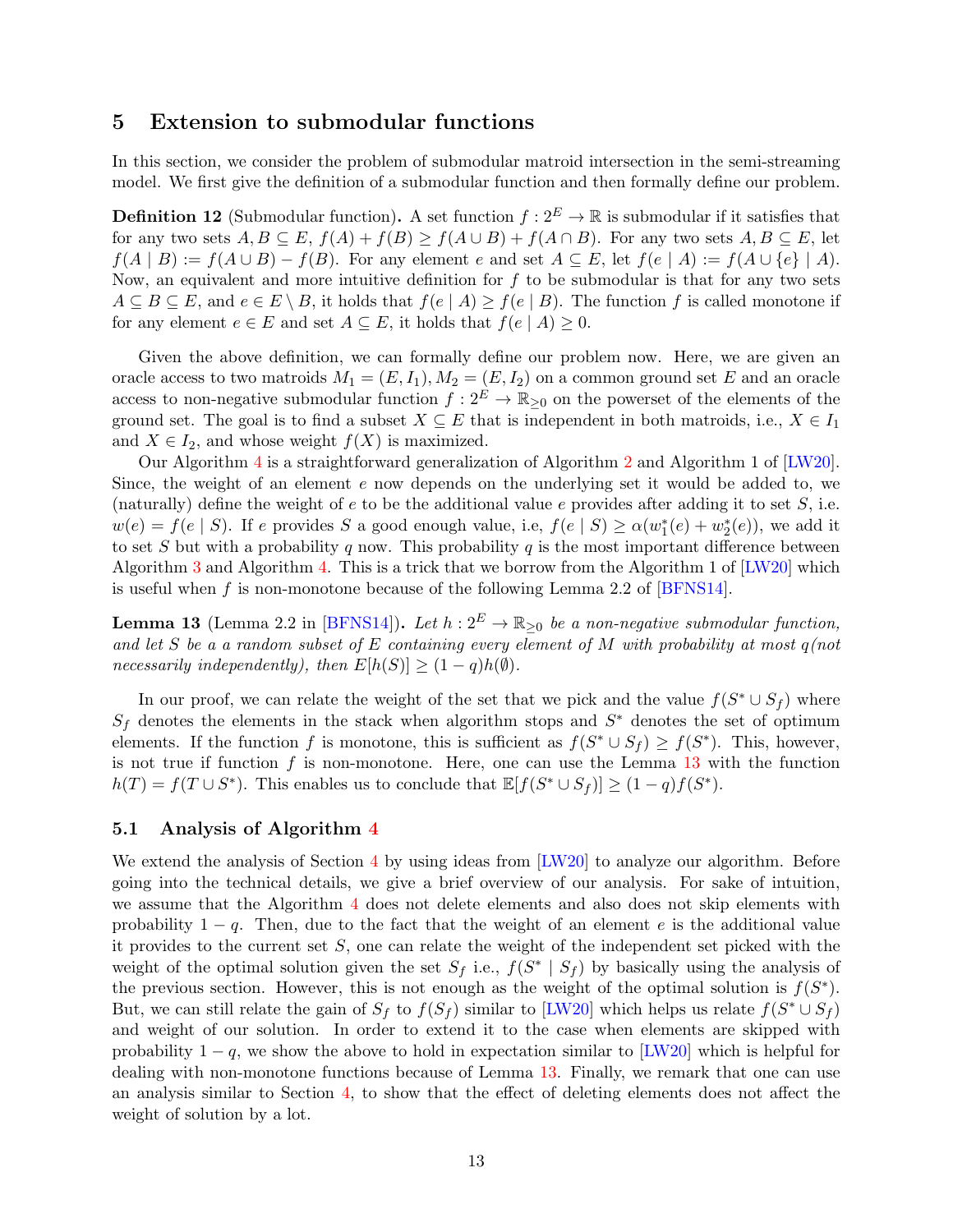## 5 Extension to submodular functions

In this section, we consider the problem of submodular matroid intersection in the semi-streaming model. We first give the definition of a submodular function and then formally define our problem.

**Definition 12** (Submodular function)**.** A set function $f : 2^E \to \mathbb{R}$ is submodular if it satisfies that for any two sets $A, B \subseteq E$, $f(A) + f(B) \geq f(A \cup B) + f(A \cap B)$. For any two sets $A, B \subseteq E$, let $f(A \mid B) := f(A \cup B) - f(B)$. For any element $e$ and set $A \subseteq E$, let $f(e \mid A) := f(A \cup \{e\} \mid A)$. Now, an equivalent and more intuitive definition for $f$ to be submodular is that for any two sets $A \subseteq B \subseteq E$, and $e \in E \setminus B$, it holds that $f(e \mid A) \geq f(e \mid B)$. The function $f$ is called monotone if for any element $e \in E$ and set $A \subseteq E$, it holds that $f(e \mid A) \geq 0$.

Given the above definition, we can formally define our problem now. Here, we are given an oracle access to two matroids $M_1 = (E, I_1), M_2 = (E, I_2)$ on a common ground set $E$ and an oracle access to non-negative submodular function $f : 2^E \to \mathbb{R}_{\geq 0}$ on the powerset of the elements of the ground set. The goal is to find a subset $X \subseteq E$ that is independent in both matroids, i.e., $X \in I_1$ and $X \in I_2$, and whose weight $f(X)$ is maximized.

Our Algorithm 4 is a straightforward generalization of Algorithm 2 and Algorithm 1 of [LW20]. Since, the weight of an element $e$ now depends on the underlying set it would be added to, we (naturally) define the weight of $e$ to be the additional value $e$ provides after adding it to set $S$, i.e. $w(e) = f(e \mid S)$. If $e$ provides $S$ a good enough value, i.e, $f(e \mid S) \geq \alpha(w_1^*(e) + w_2^*(e))$, we add it to set $S$ but with a probability $q$ now. This probability $q$ is the most important difference between Algorithm 3 and Algorithm 4. This is a trick that we borrow from the Algorithm 1 of [LW20] which is useful when $f$ is non-monotone because of the following Lemma 2.2 of [BFNS14].

**Lemma 13** (Lemma 2.2 in [BFNS14])**.** *Let $h : 2^E \to \mathbb{R}_{\geq 0}$ be a non-negative submodular function, and let $S$ be a a random subset of $E$ containing every element of $M$ with probability at most $q$(not necessarily independently), then $E[h(S)] \geq (1-q)h(\emptyset)$.*

In our proof, we can relate the weight of the set that we pick and the value $f(S^* \cup S_f)$ where $S_f$ denotes the elements in the stack when algorithm stops and $S^*$ denotes the set of optimum elements. If the function $f$ is monotone, this is sufficient as $f(S^* \cup S_f) \geq f(S^*)$. This, however, is not true if function $f$ is non-monotone. Here, one can use the Lemma 13 with the function $h(T) = f(T \cup S^*)$. This enables us to conclude that $\mathbb{E}[f(S^* \cup S_f)] \geq (1-q)f(S^*)$.

### 5.1 Analysis of Algorithm 4

We extend the analysis of Section 4 by using ideas from [LW20] to analyze our algorithm. Before going into the technical details, we give a brief overview of our analysis. For sake of intuition, we assume that the Algorithm 4 does not delete elements and also does not skip elements with probability $1-q$. Then, due to the fact that the weight of an element $e$ is the additional value it provides to the current set $S$, one can relate the weight of the independent set picked with the weight of the optimal solution given the set $S_f$ i.e., $f(S^* \mid S_f)$ by basically using the analysis of the previous section. However, this is not enough as the weight of the optimal solution is $f(S^*)$. But, we can still relate the gain of $S_f$ to $f(S_f)$ similar to [LW20] which helps us relate $f(S^* \cup S_f)$ and weight of our solution. In order to extend it to the case when elements are skipped with probability $1-q$, we show the above to hold in expectation similar to [LW20] which is helpful for dealing with non-monotone functions because of Lemma 13. Finally, we remark that one can use an analysis similar to Section 4, to show that the effect of deleting elements does not affect the weight of solution by a lot.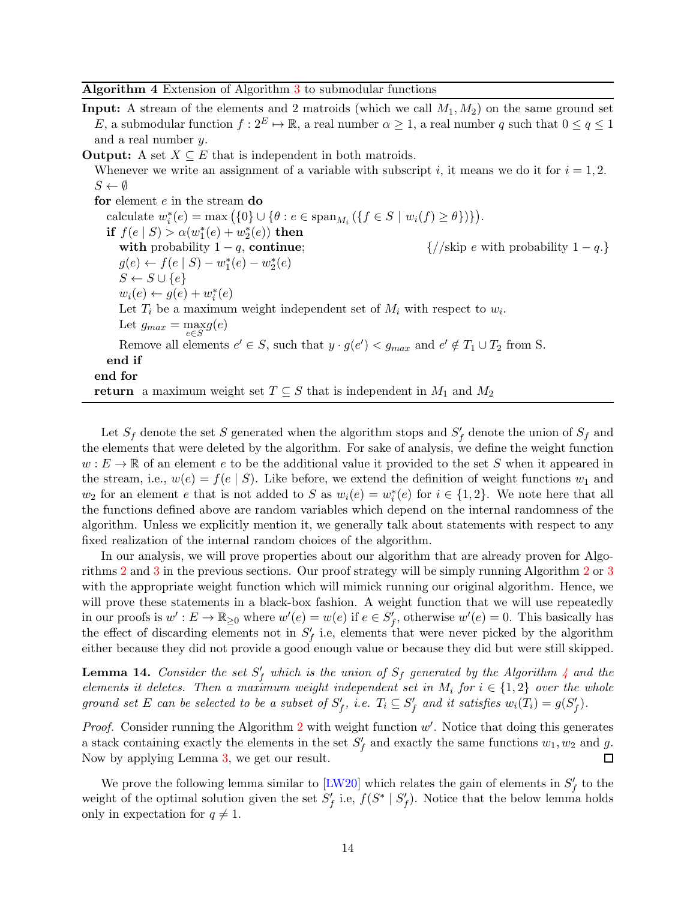**Algorithm 4** Extension of Algorithm 3 to submodular functions

---

**Input:** A stream of the elements and 2 matroids (which we call $M_1, M_2$) on the same ground set $E$, a submodular function $f : 2^E \mapsto \mathbb{R}$, a real number $\alpha \geq 1$, a real number $q$ such that $0 \leq q \leq 1$ and a real number $y$.

**Output:** A set $X \subseteq E$ that is independent in both matroids.

```
Whenever we write an assignment of a variable with subscript i, it means we do it for i = 1, 2.
S ← ∅
for element e in the stream do
    calculate w*_i(e) = max({0} ∪ {θ : e ∈ span_{M_i}({f ∈ S | w_i(f) ≥ θ})}).
    if f(e | S) > α(w*_1(e) + w*_2(e)) then
        with probability 1 − q, continue;                {//skip e with probability 1 − q.}
        g(e) ← f(e | S) − w*_1(e) − w*_2(e)
        S ← S ∪ {e}
        w_i(e) ← g(e) + w*_i(e)
        Let T_i be a maximum weight independent set of M_i with respect to w_i.
        Let g_max = max_{e∈S} g(e)
        Remove all elements e' ∈ S, such that y · g(e') < g_max and e' ∉ T_1 ∪ T_2 from S.
    end if
end for
return a maximum weight set T ⊆ S that is independent in M_1 and M_2
```

---

Let $S_f$ denote the set $S$ generated when the algorithm stops and $S'_f$ denote the union of $S_f$ and the elements that were deleted by the algorithm. For sake of analysis, we define the weight function $w : E \to \mathbb{R}$ of an element $e$ to be the additional value it provided to the set $S$ when it appeared in the stream, i.e., $w(e) = f(e \mid S)$. Like before, we extend the definition of weight functions $w_1$ and $w_2$ for an element $e$ that is not added to $S$ as $w_i(e) = w_i^*(e)$ for $i \in \{1, 2\}$. We note here that all the functions defined above are random variables which depend on the internal randomness of the algorithm. Unless we explicitly mention it, we generally talk about statements with respect to any fixed realization of the internal random choices of the algorithm.

In our analysis, we will prove properties about our algorithm that are already proven for Algorithms 2 and 3 in the previous sections. Our proof strategy will be simply running Algorithm 2 or 3 with the appropriate weight function which will mimick running our original algorithm. Hence, we will prove these statements in a black-box fashion. A weight function that we will use repeatedly in our proofs is $w' : E \to \mathbb{R}_{\geq 0}$ where $w'(e) = w(e)$ if $e \in S'_f$, otherwise $w'(e) = 0$. This basically has the effect of discarding elements not in $S'_f$ i.e, elements that were never picked by the algorithm either because they did not provide a good enough value or because they did but were still skipped.

**Lemma 14.** *Consider the set $S'_f$ which is the union of $S_f$ generated by the Algorithm 4 and the elements it deletes. Then a maximum weight independent set in $M_i$ for $i \in \{1, 2\}$ over the whole ground set $E$ can be selected to be a subset of $S'_f$, i.e. $T_i \subseteq S'_f$ and it satisfies $w_i(T_i) = g(S'_f)$.*

*Proof.* Consider running the Algorithm 2 with weight function $w'$. Notice that doing this generates a stack containing exactly the elements in the set $S'_f$ and exactly the same functions $w_1, w_2$ and $g$. Now by applying Lemma 3, we get our result. $\square$

We prove the following lemma similar to [LW20] which relates the gain of elements in $S'_f$ to the weight of the optimal solution given the set $S'_f$ i.e, $f(S^* \mid S'_f)$. Notice that the below lemma holds only in expectation for $q \neq 1$.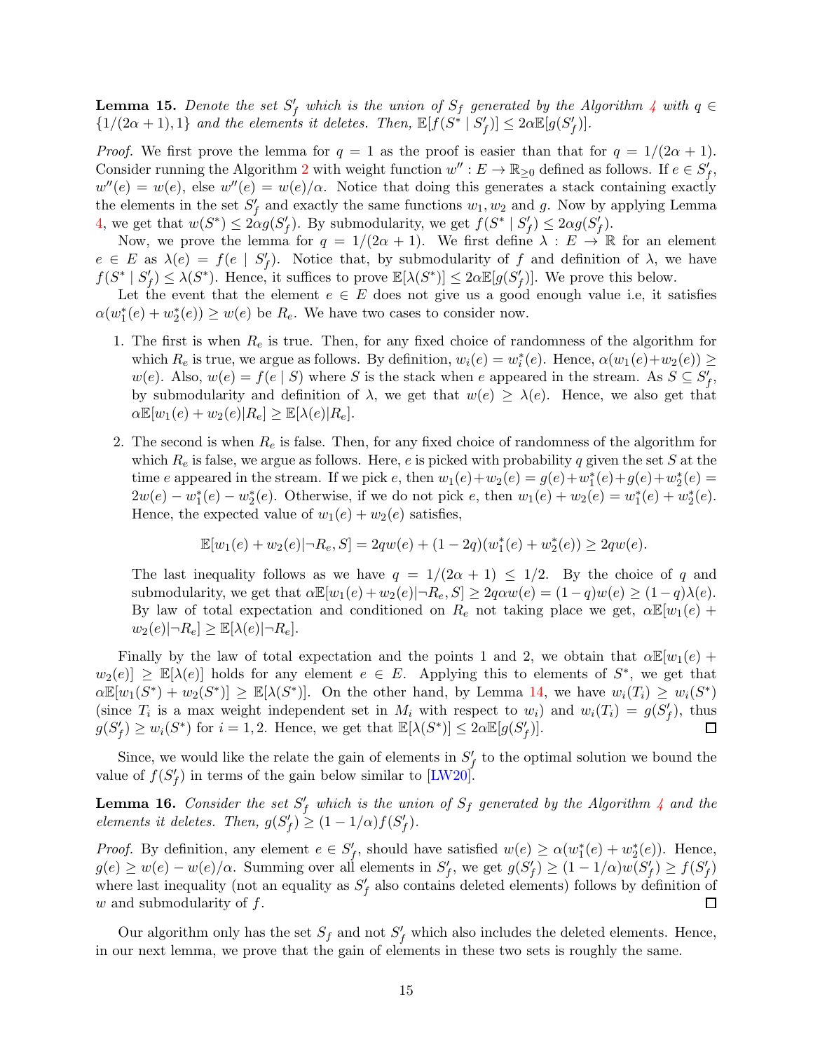**Lemma 15.** *Denote the set $S'_f$ which is the union of $S_f$ generated by the Algorithm 4 with $q \in \{1/(2\alpha+1), 1\}$ and the elements it deletes. Then, $\mathbb{E}[f(S^* \mid S'_f)] \leq 2\alpha \mathbb{E}[g(S'_f)]$.*

*Proof.* We first prove the lemma for $q = 1$ as the proof is easier than that for $q = 1/(2\alpha+1)$. Consider running the Algorithm 2 with weight function $w'' : E \to \mathbb{R}_{\geq 0}$ defined as follows. If $e \in S'_f$, $w''(e) = w(e)$, else $w''(e) = w(e)/\alpha$. Notice that doing this generates a stack containing exactly the elements in the set $S'_f$ and exactly the same functions $w_1, w_2$ and $g$. Now by applying Lemma 4, we get that $w(S^*) \leq 2\alpha g(S'_f)$. By submodularity, we get $f(S^* \mid S'_f) \leq 2\alpha g(S'_f)$.

Now, we prove the lemma for $q = 1/(2\alpha+1)$. We first define $\lambda : E \to \mathbb{R}$ for an element $e \in E$ as $\lambda(e) = f(e \mid S'_f)$. Notice that, by submodularity of $f$ and definition of $\lambda$, we have $f(S^* \mid S'_f) \leq \lambda(S^*)$. Hence, it suffices to prove $\mathbb{E}[\lambda(S^*)] \leq 2\alpha \mathbb{E}[g(S'_f)]$. We prove this below.

Let the event that the element $e \in E$ does not give us a good enough value i.e, it satisfies $\alpha(w_1^*(e) + w_2^*(e)) \geq w(e)$ be $R_e$. We have two cases to consider now.

1. The first is when $R_e$ is true. Then, for any fixed choice of randomness of the algorithm for which $R_e$ is true, we argue as follows. By definition, $w_i(e) = w_i^*(e)$. Hence, $\alpha(w_1(e)+w_2(e)) \geq w(e)$. Also, $w(e) = f(e \mid S)$ where $S$ is the stack when $e$ appeared in the stream. As $S \subseteq S'_f$, by submodularity and definition of $\lambda$, we get that $w(e) \geq \lambda(e)$. Hence, we also get that $\alpha \mathbb{E}[w_1(e) + w_2(e) | R_e] \geq \mathbb{E}[\lambda(e) | R_e]$.

2. The second is when $R_e$ is false. Then, for any fixed choice of randomness of the algorithm for which $R_e$ is false, we argue as follows. Here, $e$ is picked with probability $q$ given the set $S$ at the time $e$ appeared in the stream. If we pick $e$, then $w_1(e)+w_2(e) = g(e)+w_1^*(e)+g(e)+w_2^*(e) = 2w(e) - w_1^*(e) - w_2^*(e)$. Otherwise, if we do not pick $e$, then $w_1(e) + w_2(e) = w_1^*(e) + w_2^*(e)$. Hence, the expected value of $w_1(e) + w_2(e)$ satisfies,
$$\mathbb{E}[w_1(e) + w_2(e) | \neg R_e, S] = 2qw(e) + (1 - 2q)(w_1^*(e) + w_2^*(e)) \geq 2qw(e).$$
The last inequality follows as we have $q = 1/(2\alpha+1) \leq 1/2$. By the choice of $q$ and submodularity, we get that $\alpha \mathbb{E}[w_1(e)+w_2(e) | \neg R_e, S] \geq 2q\alpha w(e) = (1-q)w(e) \geq (1-q)\lambda(e)$. By law of total expectation and conditioned on $R_e$ not taking place we get, $\alpha \mathbb{E}[w_1(e) + w_2(e) | \neg R_e] \geq \mathbb{E}[\lambda(e) | \neg R_e]$.

Finally by the law of total expectation and the points 1 and 2, we obtain that $\alpha \mathbb{E}[w_1(e) + w_2(e)] \geq \mathbb{E}[\lambda(e)]$ holds for any element $e \in E$. Applying this to elements of $S^*$, we get that $\alpha \mathbb{E}[w_1(S^*) + w_2(S^*)] \geq \mathbb{E}[\lambda(S^*)]$. On the other hand, by Lemma 14, we have $w_i(T_i) \geq w_i(S^*)$ (since $T_i$ is a max weight independent set in $M_i$ with respect to $w_i$) and $w_i(T_i) = g(S'_f)$, thus $g(S'_f) \geq w_i(S^*)$ for $i = 1, 2$. Hence, we get that $\mathbb{E}[\lambda(S^*)] \leq 2\alpha \mathbb{E}[g(S'_f)]$. ∎

Since, we would like the relate the gain of elements in $S'_f$ to the optimal solution we bound the value of $f(S'_f)$ in terms of the gain below similar to [LW20].

**Lemma 16.** *Consider the set $S'_f$ which is the union of $S_f$ generated by the Algorithm 4 and the elements it deletes. Then, $g(S'_f) \geq (1 - 1/\alpha) f(S'_f)$.*

*Proof.* By definition, any element $e \in S'_f$, should have satisfied $w(e) \geq \alpha(w_1^*(e) + w_2^*(e))$. Hence, $g(e) \geq w(e) - w(e)/\alpha$. Summing over all elements in $S'_f$, we get $g(S'_f) \geq (1 - 1/\alpha) w(S'_f) \geq f(S'_f)$ where last inequality (not an equality as $S'_f$ also contains deleted elements) follows by definition of $w$ and submodularity of $f$. ∎

Our algorithm only has the set $S_f$ and not $S'_f$ which also includes the deleted elements. Hence, in our next lemma, we prove that the gain of elements in these two sets is roughly the same.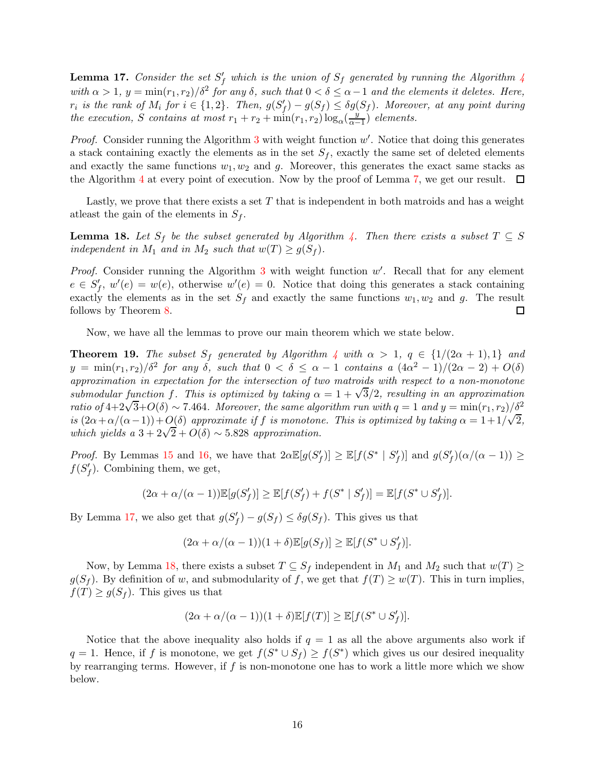**Lemma 17.** *Consider the set $S'_f$ which is the union of $S_f$ generated by running the Algorithm 4 with $\alpha > 1$, $y = \min(r_1, r_2)/\delta^2$ for any $\delta$, such that $0 < \delta \leq \alpha - 1$ and the elements it deletes. Here, $r_i$ is the rank of $M_i$ for $i \in \{1, 2\}$. Then, $g(S'_f) - g(S_f) \leq \delta g(S_f)$. Moreover, at any point during the execution, $S$ contains at most $r_1 + r_2 + \min(r_1, r_2) \log_\alpha(\frac{y}{\alpha - 1})$ elements.*

*Proof.* Consider running the Algorithm 3 with weight function $w'$. Notice that doing this generates a stack containing exactly the elements as in the set $S_f$, exactly the same set of deleted elements and exactly the same functions $w_1, w_2$ and $g$. Moreover, this generates the exact same stacks as the Algorithm 4 at every point of execution. Now by the proof of Lemma 7, we get our result. ☐

Lastly, we prove that there exists a set $T$ that is independent in both matroids and has a weight atleast the gain of the elements in $S_f$.

**Lemma 18.** *Let $S_f$ be the subset generated by Algorithm 4. Then there exists a subset $T \subseteq S$ independent in $M_1$ and in $M_2$ such that $w(T) \geq g(S_f)$.*

*Proof.* Consider running the Algorithm 3 with weight function $w'$. Recall that for any element $e \in S'_f$, $w'(e) = w(e)$, otherwise $w'(e) = 0$. Notice that doing this generates a stack containing exactly the elements as in the set $S_f$ and exactly the same functions $w_1, w_2$ and $g$. The result follows by Theorem 8. ☐

Now, we have all the lemmas to prove our main theorem which we state below.

**Theorem 19.** *The subset $S_f$ generated by Algorithm 4 with $\alpha > 1$, $q \in \{1/(2\alpha + 1), 1\}$ and $y = \min(r_1, r_2)/\delta^2$ for any $\delta$, such that $0 < \delta \leq \alpha - 1$ contains a $(4\alpha^2 - 1)/(2\alpha - 2) + O(\delta)$ approximation in expectation for the intersection of two matroids with respect to a non-monotone submodular function $f$. This is optimized by taking $\alpha = 1 + \sqrt{3}/2$, resulting in an approximation ratio of $4 + 2\sqrt{3} + O(\delta) \sim 7.464$. Moreover, the same algorithm run with $q = 1$ and $y = \min(r_1, r_2)/\delta^2$ is $(2\alpha + \alpha/(\alpha - 1)) + O(\delta)$ approximate if $f$ is monotone. This is optimized by taking $\alpha = 1 + 1/\sqrt{2}$, which yields a $3 + 2\sqrt{2} + O(\delta) \sim 5.828$ approximation.*

*Proof.* By Lemmas 15 and 16, we have that $2\alpha \mathbb{E}[g(S'_f)] \geq \mathbb{E}[f(S^* \mid S'_f)]$ and $g(S'_f)(\alpha/(\alpha - 1)) \geq f(S'_f)$. Combining them, we get,

$$(2\alpha + \alpha/(\alpha - 1))\mathbb{E}[g(S'_f)] \geq \mathbb{E}[f(S'_f) + f(S^* \mid S'_f)] = \mathbb{E}[f(S^* \cup S'_f)].$$

By Lemma 17, we also get that $g(S'_f) - g(S_f) \leq \delta g(S_f)$. This gives us that

$$(2\alpha + \alpha/(\alpha - 1))(1 + \delta)\mathbb{E}[g(S_f)] \geq \mathbb{E}[f(S^* \cup S'_f)].$$

Now, by Lemma 18, there exists a subset $T \subseteq S_f$ independent in $M_1$ and $M_2$ such that $w(T) \geq g(S_f)$. By definition of $w$, and submodularity of $f$, we get that $f(T) \geq w(T)$. This in turn implies, $f(T) \geq g(S_f)$. This gives us that

$$(2\alpha + \alpha/(\alpha - 1))(1 + \delta)\mathbb{E}[f(T)] \geq \mathbb{E}[f(S^* \cup S'_f)].$$

Notice that the above inequality also holds if $q = 1$ as all the above arguments also work if $q = 1$. Hence, if $f$ is monotone, we get $f(S^* \cup S_f) \geq f(S^*)$ which gives us our desired inequality by rearranging terms. However, if $f$ is non-monotone one has to work a little more which we show below.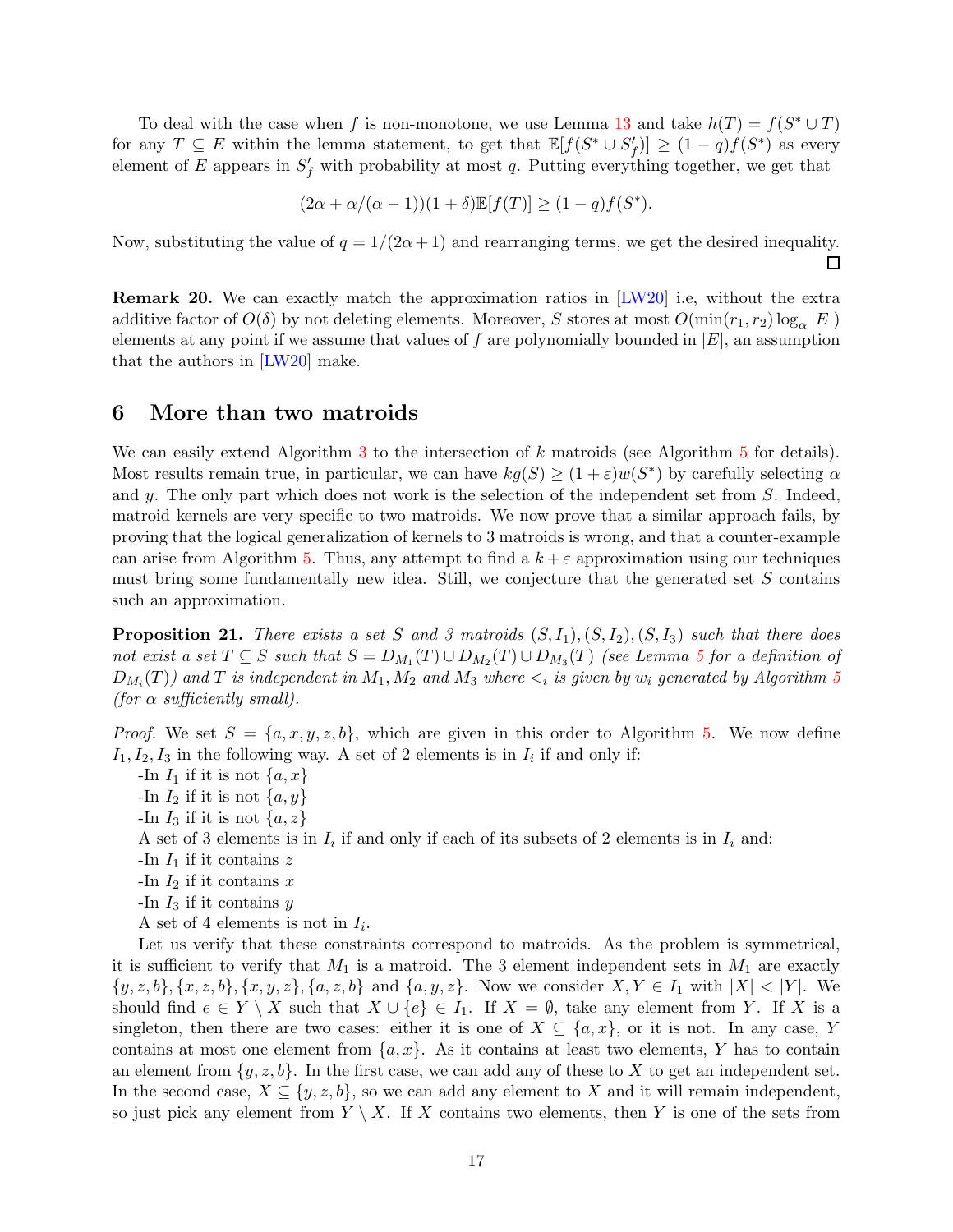To deal with the case when $f$ is non-monotone, we use Lemma 13 and take $h(T) = f(S^* \cup T)$ for any $T \subseteq E$ within the lemma statement, to get that $\mathbb{E}[f(S^* \cup S'_f)] \geq (1-q)f(S^*)$ as every element of $E$ appears in $S'_f$ with probability at most $q$. Putting everything together, we get that

$$(2\alpha + \alpha/(\alpha - 1))(1+\delta)\mathbb{E}[f(T)] \geq (1-q)f(S^*).$$

Now, substituting the value of $q = 1/(2\alpha+1)$ and rearranging terms, we get the desired inequality. ☐

**Remark 20.** We can exactly match the approximation ratios in [LW20] i.e, without the extra additive factor of $O(\delta)$ by not deleting elements. Moreover, $S$ stores at most $O(\min(r_1, r_2)\log_\alpha |E|)$ elements at any point if we assume that values of $f$ are polynomially bounded in $|E|$, an assumption that the authors in [LW20] make.

## 6 More than two matroids

We can easily extend Algorithm 3 to the intersection of $k$ matroids (see Algorithm 5 for details). Most results remain true, in particular, we can have $kg(S) \geq (1+\varepsilon)w(S^*)$ by carefully selecting $\alpha$ and $y$. The only part which does not work is the selection of the independent set from $S$. Indeed, matroid kernels are very specific to two matroids. We now prove that a similar approach fails, by proving that the logical generalization of kernels to 3 matroids is wrong, and that a counter-example can arise from Algorithm 5. Thus, any attempt to find a $k+\varepsilon$ approximation using our techniques must bring some fundamentally new idea. Still, we conjecture that the generated set $S$ contains such an approximation.

**Proposition 21.** *There exists a set $S$ and 3 matroids $(S, I_1), (S, I_2), (S, I_3)$ such that there does not exist a set $T \subseteq S$ such that $S = D_{M_1}(T) \cup D_{M_2}(T) \cup D_{M_3}(T)$ (see Lemma 5 for a definition of $D_{M_i}(T)$) and $T$ is independent in $M_1, M_2$ and $M_3$ where $<_i$ is given by $w_i$ generated by Algorithm 5 (for $\alpha$ sufficiently small).*

*Proof.* We set $S = \{a, x, y, z, b\}$, which are given in this order to Algorithm 5. We now define $I_1, I_2, I_3$ in the following way. A set of 2 elements is in $I_i$ if and only if:

-In $I_1$ if it is not $\{a, x\}$

-In $I_2$ if it is not $\{a, y\}$

-In $I_3$ if it is not $\{a, z\}$

A set of 3 elements is in $I_i$ if and only if each of its subsets of 2 elements is in $I_i$ and:

-In $I_1$ if it contains $z$

-In $I_2$ if it contains $x$

-In $I_3$ if it contains $y$

A set of 4 elements is not in $I_i$.

Let us verify that these constraints correspond to matroids. As the problem is symmetrical, it is sufficient to verify that $M_1$ is a matroid. The 3 element independent sets in $M_1$ are exactly $\{y, z, b\}, \{x, z, b\}, \{x, y, z\}, \{a, z, b\}$ and $\{a, y, z\}$. Now we consider $X, Y \in I_1$ with $|X| < |Y|$. We should find $e \in Y \setminus X$ such that $X \cup \{e\} \in I_1$. If $X = \emptyset$, take any element from $Y$. If $X$ is a singleton, then there are two cases: either it is one of $X \subseteq \{a, x\}$, or it is not. In any case, $Y$ contains at most one element from $\{a, x\}$. As it contains at least two elements, $Y$ has to contain an element from $\{y, z, b\}$. In the first case, we can add any of these to $X$ to get an independent set. In the second case, $X \subseteq \{y, z, b\}$, so we can add any element to $X$ and it will remain independent, so just pick any element from $Y \setminus X$. If $X$ contains two elements, then $Y$ is one of the sets from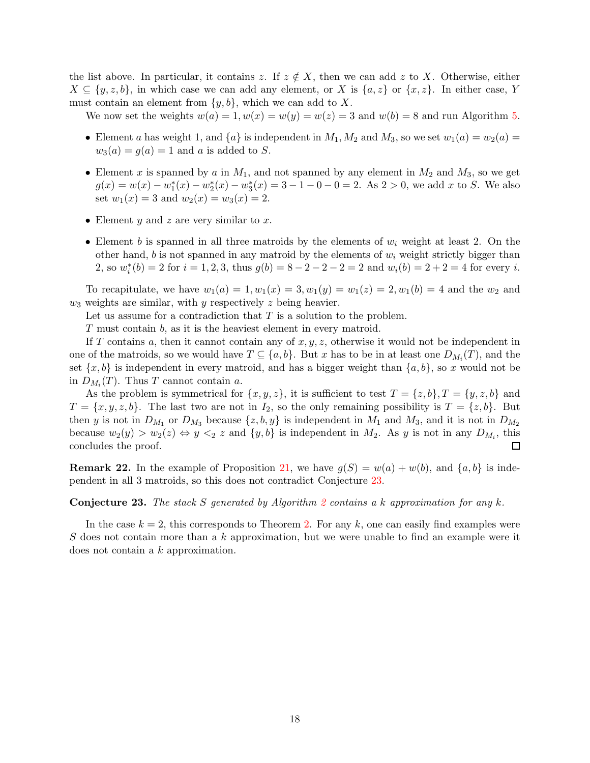the list above. In particular, it contains $z$. If $z \notin X$, then we can add $z$ to $X$. Otherwise, either $X \subseteq \{y, z, b\}$, in which case we can add any element, or $X$ is $\{a, z\}$ or $\{x, z\}$. In either case, $Y$ must contain an element from $\{y, b\}$, which we can add to $X$.

We now set the weights $w(a) = 1, w(x) = w(y) = w(z) = 3$ and $w(b) = 8$ and run Algorithm 5.

- Element $a$ has weight 1, and $\{a\}$ is independent in $M_1, M_2$ and $M_3$, so we set $w_1(a) = w_2(a) = w_3(a) = g(a) = 1$ and $a$ is added to $S$.
- Element $x$ is spanned by $a$ in $M_1$, and not spanned by any element in $M_2$ and $M_3$, so we get $g(x) = w(x) - w_1^*(x) - w_2^*(x) - w_3^*(x) = 3 - 1 - 0 - 0 = 2$. As $2 > 0$, we add $x$ to $S$. We also set $w_1(x) = 3$ and $w_2(x) = w_3(x) = 2$.
- Element $y$ and $z$ are very similar to $x$.
- Element $b$ is spanned in all three matroids by the elements of $w_i$ weight at least 2. On the other hand, $b$ is not spanned in any matroid by the elements of $w_i$ weight strictly bigger than 2, so $w_i^*(b) = 2$ for $i = 1, 2, 3$, thus $g(b) = 8 - 2 - 2 - 2 = 2$ and $w_i(b) = 2 + 2 = 4$ for every $i$.

To recapitulate, we have $w_1(a) = 1, w_1(x) = 3, w_1(y) = w_1(z) = 2, w_1(b) = 4$ and the $w_2$ and $w_3$ weights are similar, with $y$ respectively $z$ being heavier.

Let us assume for a contradiction that $T$ is a solution to the problem.

$T$ must contain $b$, as it is the heaviest element in every matroid.

If $T$ contains $a$, then it cannot contain any of $x, y, z$, otherwise it would not be independent in one of the matroids, so we would have $T \subseteq \{a, b\}$. But $x$ has to be in at least one $D_{M_i}(T)$, and the set $\{x, b\}$ is independent in every matroid, and has a bigger weight than $\{a, b\}$, so $x$ would not be in $D_{M_i}(T)$. Thus $T$ cannot contain $a$.

As the problem is symmetrical for $\{x, y, z\}$, it is sufficient to test $T = \{z, b\}, T = \{y, z, b\}$ and $T = \{x, y, z, b\}$. The last two are not in $I_2$, so the only remaining possibility is $T = \{z, b\}$. But then $y$ is not in $D_{M_1}$ or $D_{M_3}$ because $\{z, b, y\}$ is independent in $M_1$ and $M_3$, and it is not in $D_{M_2}$ because $w_2(y) > w_2(z) \Leftrightarrow y <_2 z$ and $\{y, b\}$ is independent in $M_2$. As $y$ is not in any $D_{M_i}$, this concludes the proof. ∎

**Remark 22.** In the example of Proposition 21, we have $g(S) = w(a) + w(b)$, and $\{a, b\}$ is independent in all 3 matroids, so this does not contradict Conjecture 23.

**Conjecture 23.** *The stack $S$ generated by Algorithm 2 contains a $k$ approximation for any $k$.*

In the case $k = 2$, this corresponds to Theorem 2. For any $k$, one can easily find examples were $S$ does not contain more than a $k$ approximation, but we were unable to find an example were it does not contain a $k$ approximation.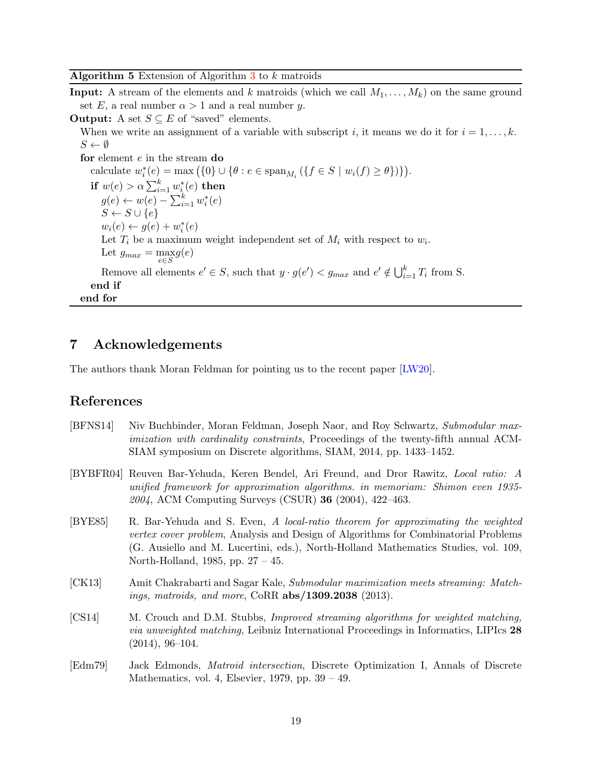**Algorithm 5** Extension of Algorithm 3 to $k$ matroids

**Input:** A stream of the elements and $k$ matroids (which we call $M_1, \dots, M_k$) on the same ground set $E$, a real number $\alpha > 1$ and a real number $y$.

**Output:** A set $S \subseteq E$ of "saved" elements.

When we write an assignment of a variable with subscript $i$, it means we do it for $i = 1, \dots, k$.

```
S ← ∅
for element e in the stream do
    calculate w*_i(e) = max({0} ∪ {θ : e ∈ span_{M_i}({f ∈ S | w_i(f) ≥ θ})}).
    if w(e) > α Σ_{i=1}^k w*_i(e) then
        g(e) ← w(e) − Σ_{i=1}^k w*_i(e)
        S ← S ∪ {e}
        w_i(e) ← g(e) + w*_i(e)
        Let T_i be a maximum weight independent set of M_i with respect to w_i.
        Let g_max = max_{e∈S} g(e)
        Remove all elements e' ∈ S, such that y · g(e') < g_max and e' ∉ ∪_{i=1}^k T_i from S.
    end if
end for
```

## 7 Acknowledgements

The authors thank Moran Feldman for pointing us to the recent paper [LW20].

## References

[BFNS14] Niv Buchbinder, Moran Feldman, Joseph Naor, and Roy Schwartz, *Submodular maximization with cardinality constraints*, Proceedings of the twenty-fifth annual ACM-SIAM symposium on Discrete algorithms, SIAM, 2014, pp. 1433–1452.

[BYBFR04] Reuven Bar-Yehuda, Keren Bendel, Ari Freund, and Dror Rawitz, *Local ratio: A unified framework for approximation algorithms. in memoriam: Shimon even 1935-2004*, ACM Computing Surveys (CSUR) **36** (2004), 422–463.

[BYE85] R. Bar-Yehuda and S. Even, *A local-ratio theorem for approximating the weighted vertex cover problem*, Analysis and Design of Algorithms for Combinatorial Problems (G. Ausiello and M. Lucertini, eds.), North-Holland Mathematics Studies, vol. 109, North-Holland, 1985, pp. 27 – 45.

[CK13] Amit Chakrabarti and Sagar Kale, *Submodular maximization meets streaming: Matchings, matroids, and more*, CoRR **abs/1309.2038** (2013).

[CS14] M. Crouch and D.M. Stubbs, *Improved streaming algorithms for weighted matching, via unweighted matching*, Leibniz International Proceedings in Informatics, LIPIcs **28** (2014), 96–104.

[Edm79] Jack Edmonds, *Matroid intersection*, Discrete Optimization I, Annals of Discrete Mathematics, vol. 4, Elsevier, 1979, pp. 39 – 49.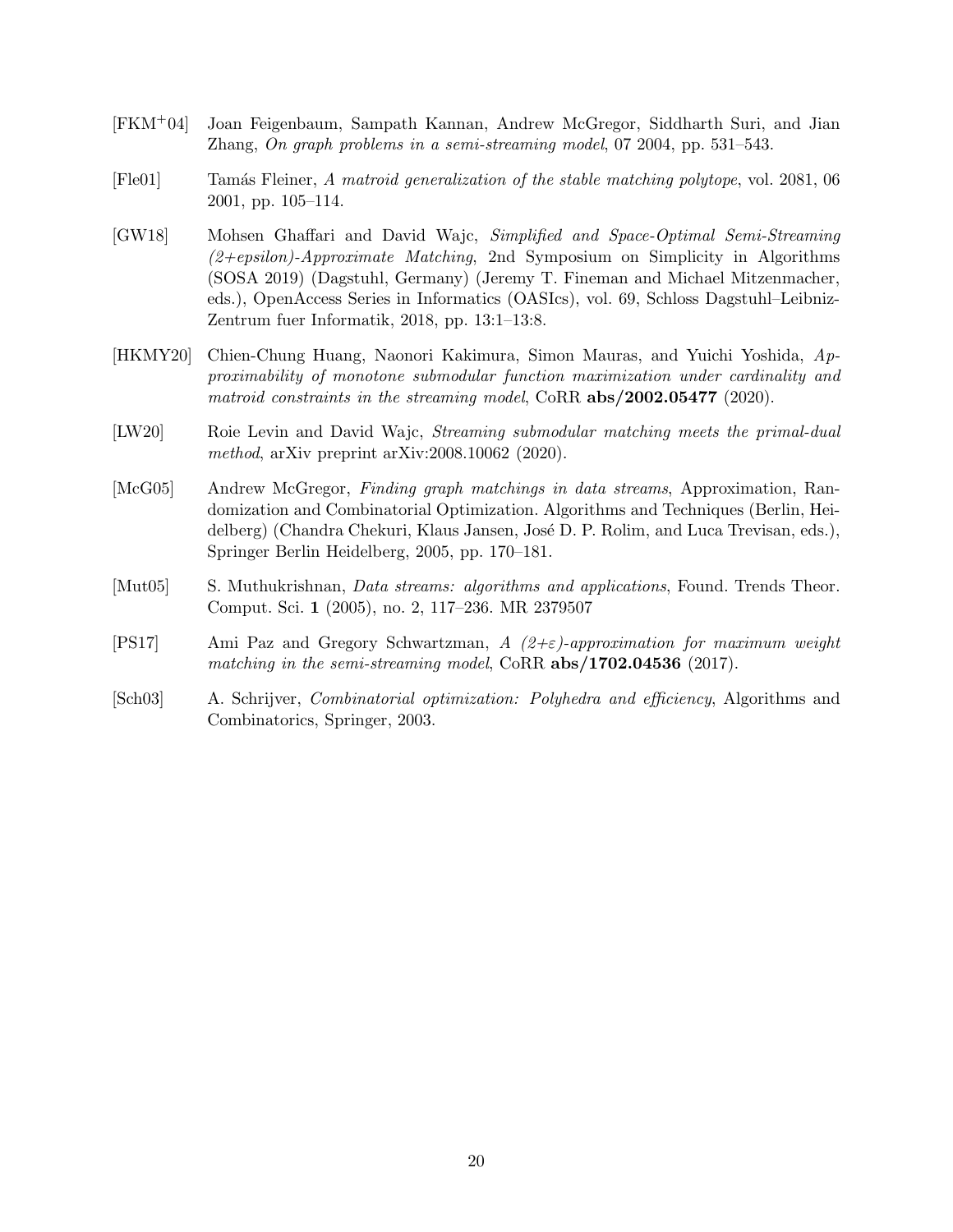[FKM+04] Joan Feigenbaum, Sampath Kannan, Andrew McGregor, Siddharth Suri, and Jian Zhang, *On graph problems in a semi-streaming model*, 07 2004, pp. 531–543.

[Fle01] Tamás Fleiner, *A matroid generalization of the stable matching polytope*, vol. 2081, 06 2001, pp. 105–114.

[GW18] Mohsen Ghaffari and David Wajc, *Simplified and Space-Optimal Semi-Streaming (2+epsilon)-Approximate Matching*, 2nd Symposium on Simplicity in Algorithms (SOSA 2019) (Dagstuhl, Germany) (Jeremy T. Fineman and Michael Mitzenmacher, eds.), OpenAccess Series in Informatics (OASIcs), vol. 69, Schloss Dagstuhl–Leibniz-Zentrum fuer Informatik, 2018, pp. 13:1–13:8.

[HKMY20] Chien-Chung Huang, Naonori Kakimura, Simon Mauras, and Yuichi Yoshida, *Approximability of monotone submodular function maximization under cardinality and matroid constraints in the streaming model*, CoRR **abs/2002.05477** (2020).

[LW20] Roie Levin and David Wajc, *Streaming submodular matching meets the primal-dual method*, arXiv preprint arXiv:2008.10062 (2020).

[McG05] Andrew McGregor, *Finding graph matchings in data streams*, Approximation, Randomization and Combinatorial Optimization. Algorithms and Techniques (Berlin, Heidelberg) (Chandra Chekuri, Klaus Jansen, José D. P. Rolim, and Luca Trevisan, eds.), Springer Berlin Heidelberg, 2005, pp. 170–181.

[Mut05] S. Muthukrishnan, *Data streams: algorithms and applications*, Found. Trends Theor. Comput. Sci. **1** (2005), no. 2, 117–236. MR 2379507

[PS17] Ami Paz and Gregory Schwartzman, *A $(2+\varepsilon)$-approximation for maximum weight matching in the semi-streaming model*, CoRR **abs/1702.04536** (2017).

[Sch03] A. Schrijver, *Combinatorial optimization: Polyhedra and efficiency*, Algorithms and Combinatorics, Springer, 2003.